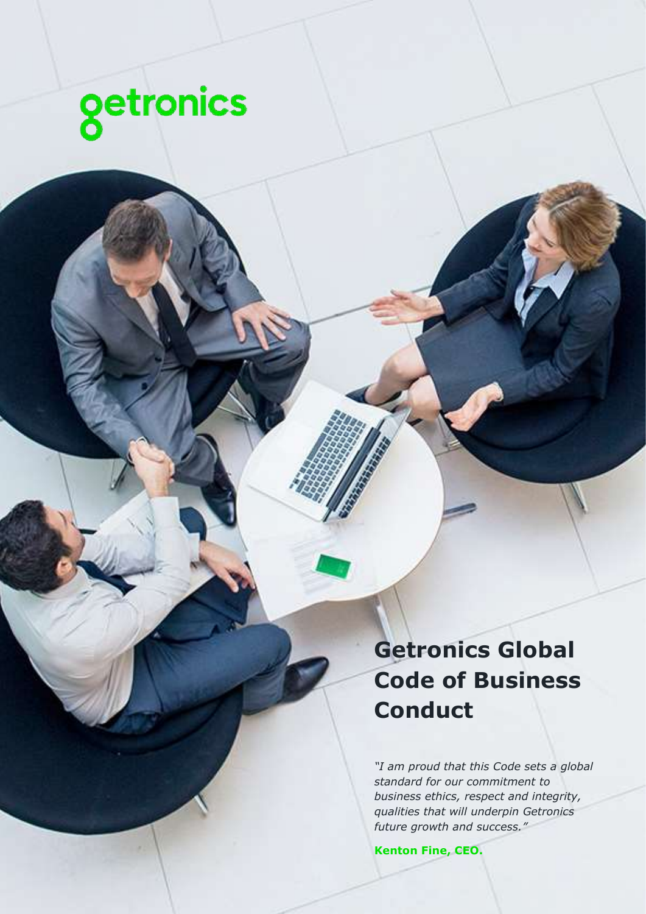getronics

# Getronics Global Code of Business Conduct

*"I am proud that this Code sets a global standard for our commitment to business ethics, respect and integrity, qualities that will underpin Getronics future growth and success."*

**Kenton Fine, CEO.**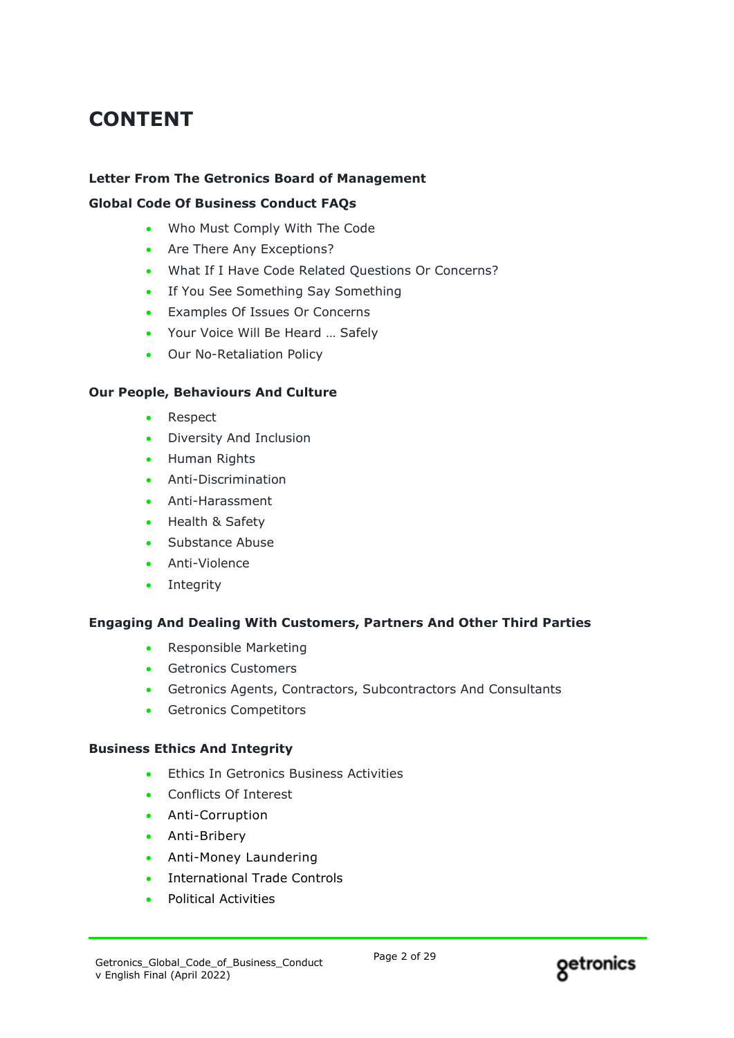# CONTENT

**Letter From The Getronics Board of Management**

**Global Code Of Business Conduct FAQs**

- Who Must Comply With The Code
- Are There Any Exceptions?
- What If I Have Code Related Questions Or Concerns?
- If You See Something Say Something
- Examples Of Issues Or Concerns
- Your Voice Will Be Heard … Safely
- Our No-Retaliation Policy

**Our People, Behaviours And Culture**

- Respect
- Diversity And Inclusion
- Human Rights
- Anti-Discrimination
- Anti-Harassment
- Health & Safety
- Substance Abuse
- Anti-Violence
- Integrity

**Engaging And Dealing With Customers, Partners And Other Third Parties**

- Responsible Marketing
- Getronics Customers
- Getronics Agents, Contractors, Subcontractors And Consultants
- Getronics Competitors

**Business Ethics And Integrity**

- Ethics In Getronics Business Activities
- Conflicts Of Interest
- Anti-Corruption
- Anti-Bribery
- Anti-Money Laundering
- International Trade Controls
- Political Activities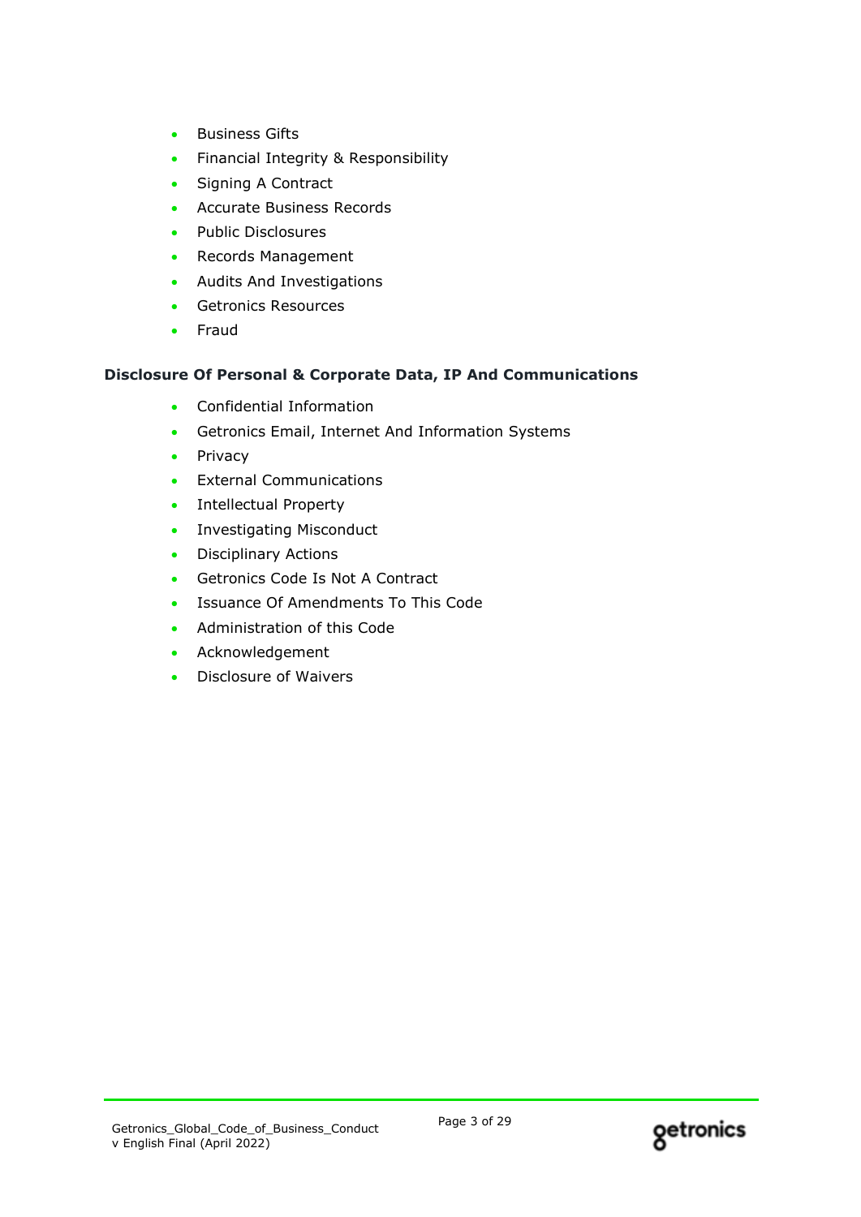- Business Gifts
- Financial Integrity & Responsibility
- Signing A Contract
- Accurate Business Records
- Public Disclosures
- Records Management
- Audits And Investigations
- Getronics Resources
- Fraud

**Disclosure Of Personal & Corporate Data, IP And Communications**

- Confidential Information
- Getronics Email, Internet And Information Systems
- Privacy
- External Communications
- Intellectual Property
- Investigating Misconduct
- Disciplinary Actions
- Getronics Code Is Not A Contract
- Issuance Of Amendments To This Code
- Administration of this Code
- Acknowledgement
- Disclosure of Waivers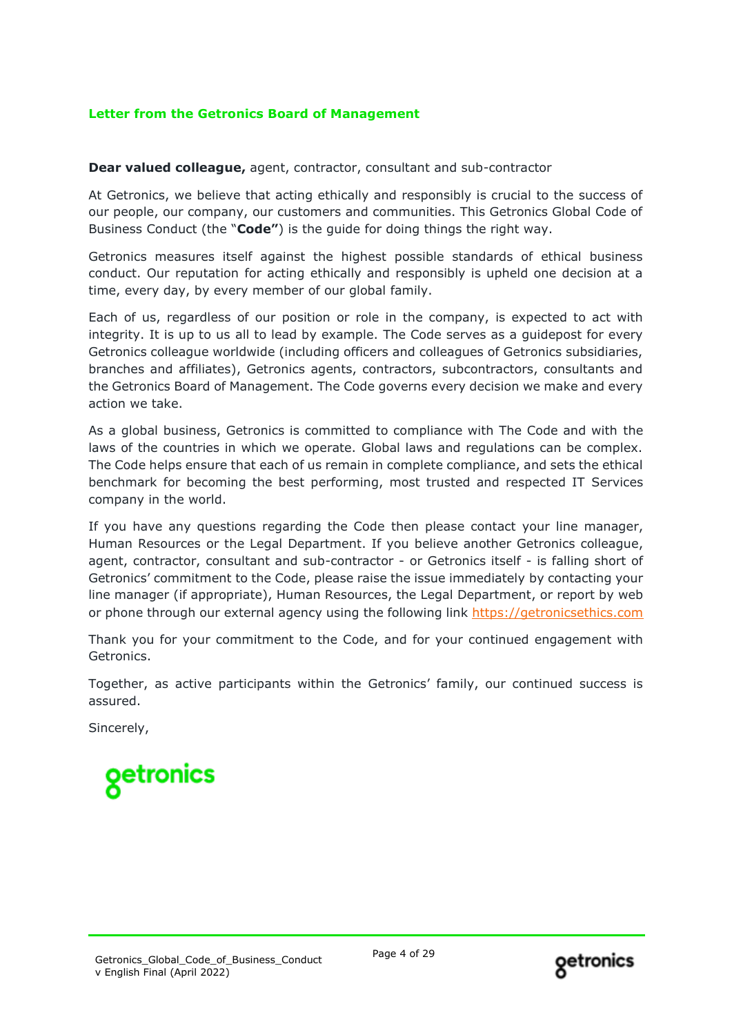## Letter from the Getronics Board of Management

**Dear valued colleague,** agent, contractor, consultant and sub-contractor

At Getronics, we believe that acting ethically and responsibly is crucial to the success of our people, our company, our customers and communities. This Getronics Global Code of Business Conduct (the "**Code"**) is the guide for doing things the right way.

Getronics measures itself against the highest possible standards of ethical business conduct. Our reputation for acting ethically and responsibly is upheld one decision at a time, every day, by every member of our global family.

Each of us, regardless of our position or role in the company, is expected to act with integrity. It is up to us all to lead by example. The Code serves as a guidepost for every Getronics colleague worldwide (including officers and colleagues of Getronics subsidiaries, branches and affiliates), Getronics agents, contractors, subcontractors, consultants and the Getronics Board of Management. The Code governs every decision we make and every action we take.

As a global business, Getronics is committed to compliance with The Code and with the laws of the countries in which we operate. Global laws and regulations can be complex. The Code helps ensure that each of us remain in complete compliance, and sets the ethical benchmark for becoming the best performing, most trusted and respected IT Services company in the world.

If you have any questions regarding the Code then please contact your line manager, Human Resources or the Legal Department. If you believe another Getronics colleague, agent, contractor, consultant and sub-contractor - or Getronics itself - is falling short of Getronics' commitment to the Code, please raise the issue immediately by contacting your line manager (if appropriate), Human Resources, the Legal Department, or report by web or phone through our external agency using the following link https://getronicsethics.com

Thank you for your commitment to the Code, and for your continued engagement with Getronics.

Together, as active participants within the Getronics' family, our continued success is assured.

Sincerely,

getronics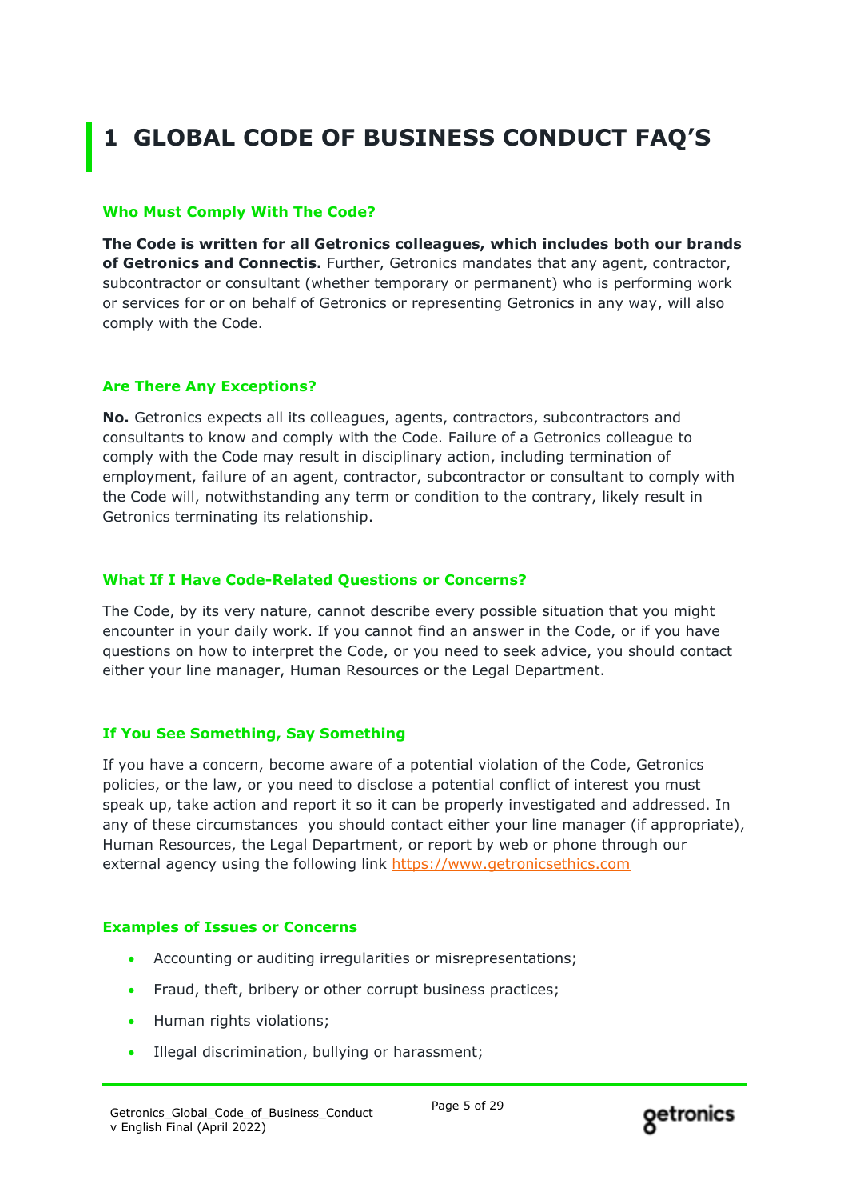# 1 GLOBAL CODE OF BUSINESS CONDUCT FAQ'S

### Who Must Comply With The Code?

**The Code is written for all Getronics colleagues, which includes both our brands of Getronics and Connectis.** Further, Getronics mandates that any agent, contractor, subcontractor or consultant (whether temporary or permanent) who is performing work or services for or on behalf of Getronics or representing Getronics in any way, will also comply with the Code.

### Are There Any Exceptions?

**No.** Getronics expects all its colleagues, agents, contractors, subcontractors and consultants to know and comply with the Code. Failure of a Getronics colleague to comply with the Code may result in disciplinary action, including termination of employment, failure of an agent, contractor, subcontractor or consultant to comply with the Code will, notwithstanding any term or condition to the contrary, likely result in Getronics terminating its relationship.

### What If I Have Code-Related Questions or Concerns?

The Code, by its very nature, cannot describe every possible situation that you might encounter in your daily work. If you cannot find an answer in the Code, or if you have questions on how to interpret the Code, or you need to seek advice, you should contact either your line manager, Human Resources or the Legal Department.

### If You See Something, Say Something

If you have a concern, become aware of a potential violation of the Code, Getronics policies, or the law, or you need to disclose a potential conflict of interest you must speak up, take action and report it so it can be properly investigated and addressed. In any of these circumstances you should contact either your line manager (if appropriate), Human Resources, the Legal Department, or report by web or phone through our external agency using the following link https://www.getronicsethics.com

### Examples of Issues or Concerns

- Accounting or auditing irregularities or misrepresentations;
- Fraud, theft, bribery or other corrupt business practices;
- Human rights violations;
- Illegal discrimination, bullying or harassment;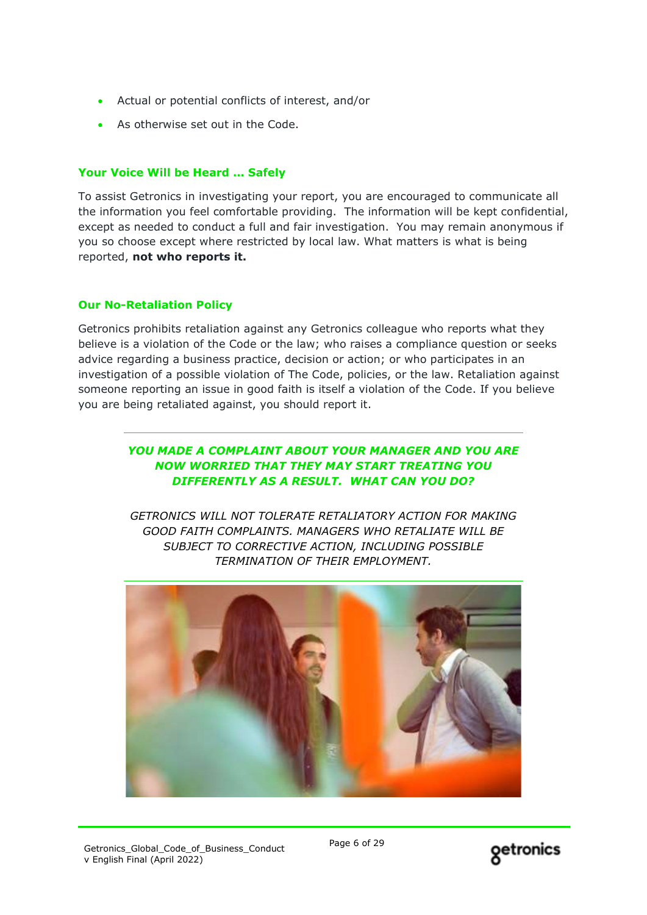- Actual or potential conflicts of interest, and/or
- As otherwise set out in the Code.

### Your Voice Will be Heard … Safely

To assist Getronics in investigating your report, you are encouraged to communicate all the information you feel comfortable providing. The information will be kept confidential, except as needed to conduct a full and fair investigation. You may remain anonymous if you so choose except where restricted by local law. What matters is what is being reported, **not who reports it.**

### Our No-Retaliation Policy

Getronics prohibits retaliation against any Getronics colleague who reports what they believe is a violation of the Code or the law; who raises a compliance question or seeks advice regarding a business practice, decision or action; or who participates in an investigation of a possible violation of The Code, policies, or the law. Retaliation against someone reporting an issue in good faith is itself a violation of the Code. If you believe you are being retaliated against, you should report it.

---

***YOU MADE A COMPLAINT ABOUT YOUR MANAGER AND YOU ARE NOW WORRIED THAT THEY MAY START TREATING YOU DIFFERENTLY AS A RESULT. WHAT CAN YOU DO?***

*GETRONICS WILL NOT TOLERATE RETALIATORY ACTION FOR MAKING GOOD FAITH COMPLAINTS. MANAGERS WHO RETALIATE WILL BE SUBJECT TO CORRECTIVE ACTION, INCLUDING POSSIBLE TERMINATION OF THEIR EMPLOYMENT.*

---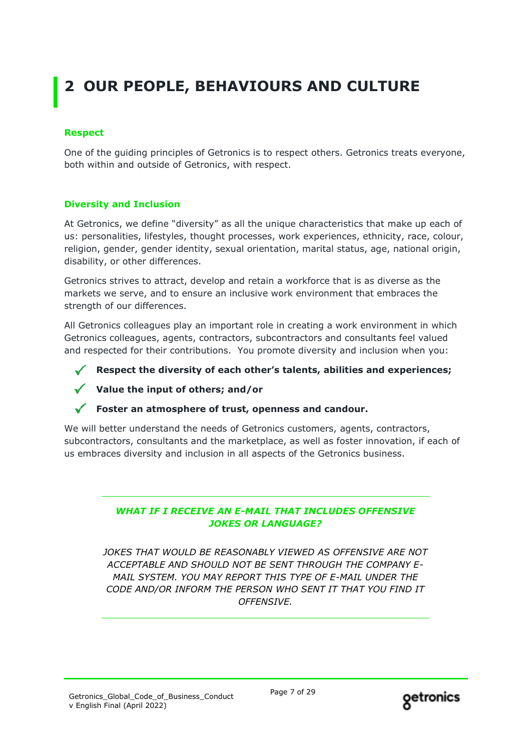# 2 OUR PEOPLE, BEHAVIOURS AND CULTURE

### Respect

One of the guiding principles of Getronics is to respect others. Getronics treats everyone, both within and outside of Getronics, with respect.

### Diversity and Inclusion

At Getronics, we define "diversity" as all the unique characteristics that make up each of us: personalities, lifestyles, thought processes, work experiences, ethnicity, race, colour, religion, gender, gender identity, sexual orientation, marital status, age, national origin, disability, or other differences.

Getronics strives to attract, develop and retain a workforce that is as diverse as the markets we serve, and to ensure an inclusive work environment that embraces the strength of our differences.

All Getronics colleagues play an important role in creating a work environment in which Getronics colleagues, agents, contractors, subcontractors and consultants feel valued and respected for their contributions. You promote diversity and inclusion when you:

- ✓ **Respect the diversity of each other's talents, abilities and experiences;**
- ✓ **Value the input of others; and/or**
- ✓ **Foster an atmosphere of trust, openness and candour.**

We will better understand the needs of Getronics customers, agents, contractors, subcontractors, consultants and the marketplace, as well as foster innovation, if each of us embraces diversity and inclusion in all aspects of the Getronics business.

---

***WHAT IF I RECEIVE AN E-MAIL THAT INCLUDES OFFENSIVE JOKES OR LANGUAGE?***

*JOKES THAT WOULD BE REASONABLY VIEWED AS OFFENSIVE ARE NOT ACCEPTABLE AND SHOULD NOT BE SENT THROUGH THE COMPANY E-MAIL SYSTEM. YOU MAY REPORT THIS TYPE OF E-MAIL UNDER THE CODE AND/OR INFORM THE PERSON WHO SENT IT THAT YOU FIND IT OFFENSIVE.*

---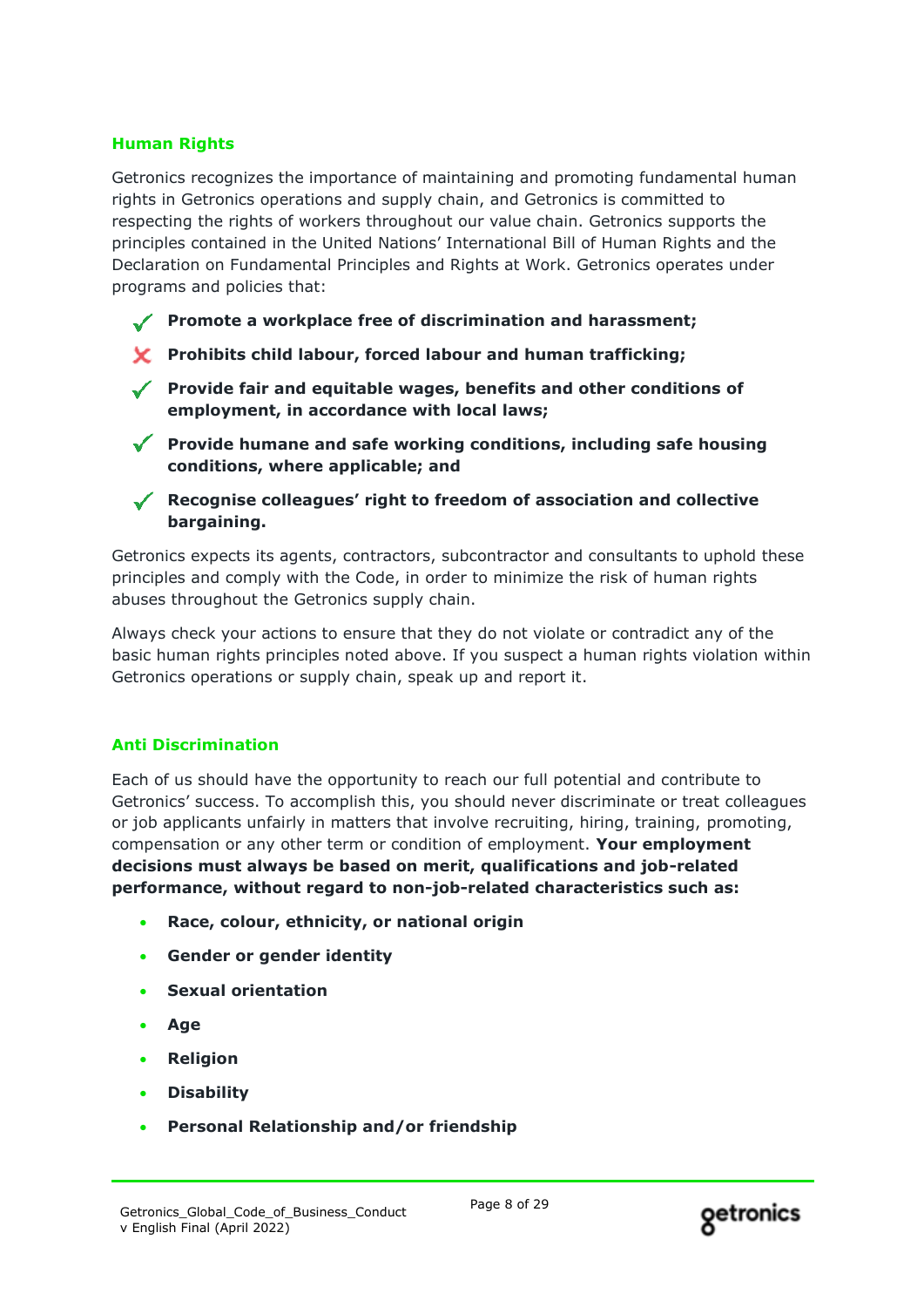## Human Rights

Getronics recognizes the importance of maintaining and promoting fundamental human rights in Getronics operations and supply chain, and Getronics is committed to respecting the rights of workers throughout our value chain. Getronics supports the principles contained in the United Nations' International Bill of Human Rights and the Declaration on Fundamental Principles and Rights at Work. Getronics operates under programs and policies that:

- ✓ **Promote a workplace free of discrimination and harassment;**
- ✗ **Prohibits child labour, forced labour and human trafficking;**
- ✓ **Provide fair and equitable wages, benefits and other conditions of employment, in accordance with local laws;**
- ✓ **Provide humane and safe working conditions, including safe housing conditions, where applicable; and**
- ✓ **Recognise colleagues' right to freedom of association and collective bargaining.**

Getronics expects its agents, contractors, subcontractor and consultants to uphold these principles and comply with the Code, in order to minimize the risk of human rights abuses throughout the Getronics supply chain.

Always check your actions to ensure that they do not violate or contradict any of the basic human rights principles noted above. If you suspect a human rights violation within Getronics operations or supply chain, speak up and report it.

## Anti Discrimination

Each of us should have the opportunity to reach our full potential and contribute to Getronics' success. To accomplish this, you should never discriminate or treat colleagues or job applicants unfairly in matters that involve recruiting, hiring, training, promoting, compensation or any other term or condition of employment. **Your employment decisions must always be based on merit, qualifications and job-related performance, without regard to non-job-related characteristics such as:**

- **Race, colour, ethnicity, or national origin**
- **Gender or gender identity**
- **Sexual orientation**
- **Age**
- **Religion**
- **Disability**
- **Personal Relationship and/or friendship**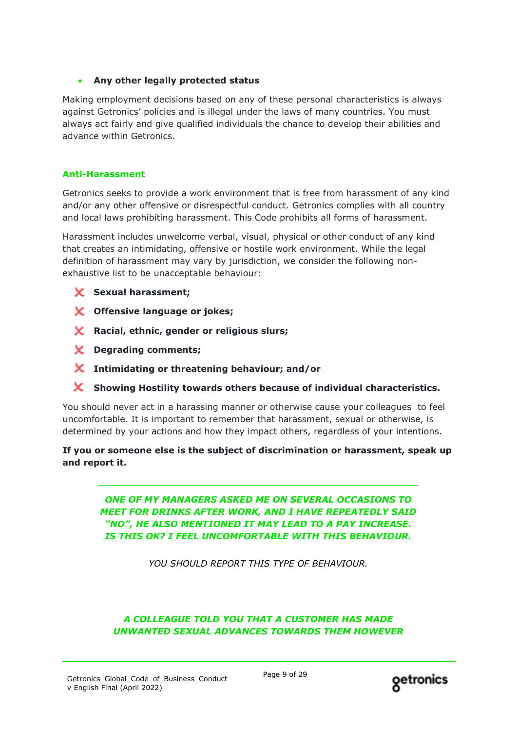- **Any other legally protected status**

Making employment decisions based on any of these personal characteristics is always against Getronics' policies and is illegal under the laws of many countries. You must always act fairly and give qualified individuals the chance to develop their abilities and advance within Getronics.

### Anti-Harassment

Getronics seeks to provide a work environment that is free from harassment of any kind and/or any other offensive or disrespectful conduct. Getronics complies with all country and local laws prohibiting harassment. This Code prohibits all forms of harassment.

Harassment includes unwelcome verbal, visual, physical or other conduct of any kind that creates an intimidating, offensive or hostile work environment. While the legal definition of harassment may vary by jurisdiction, we consider the following non-exhaustive list to be unacceptable behaviour:

- ✗ **Sexual harassment;**
- ✗ **Offensive language or jokes;**
- ✗ **Racial, ethnic, gender or religious slurs;**
- ✗ **Degrading comments;**
- ✗ **Intimidating or threatening behaviour; and/or**
- ✗ **Showing Hostility towards others because of individual characteristics.**

You should never act in a harassing manner or otherwise cause your colleagues to feel uncomfortable. It is important to remember that harassment, sexual or otherwise, is determined by your actions and how they impact others, regardless of your intentions.

**If you or someone else is the subject of discrimination or harassment, speak up and report it.**

---

***ONE OF MY MANAGERS ASKED ME ON SEVERAL OCCASIONS TO MEET FOR DRINKS AFTER WORK, AND I HAVE REPEATEDLY SAID "NO", HE ALSO MENTIONED IT MAY LEAD TO A PAY INCREASE. IS THIS OK? I FEEL UNCOMFORTABLE WITH THIS BEHAVIOUR.***

*YOU SHOULD REPORT THIS TYPE OF BEHAVIOUR.*

***A COLLEAGUE TOLD YOU THAT A CUSTOMER HAS MADE UNWANTED SEXUAL ADVANCES TOWARDS THEM HOWEVER***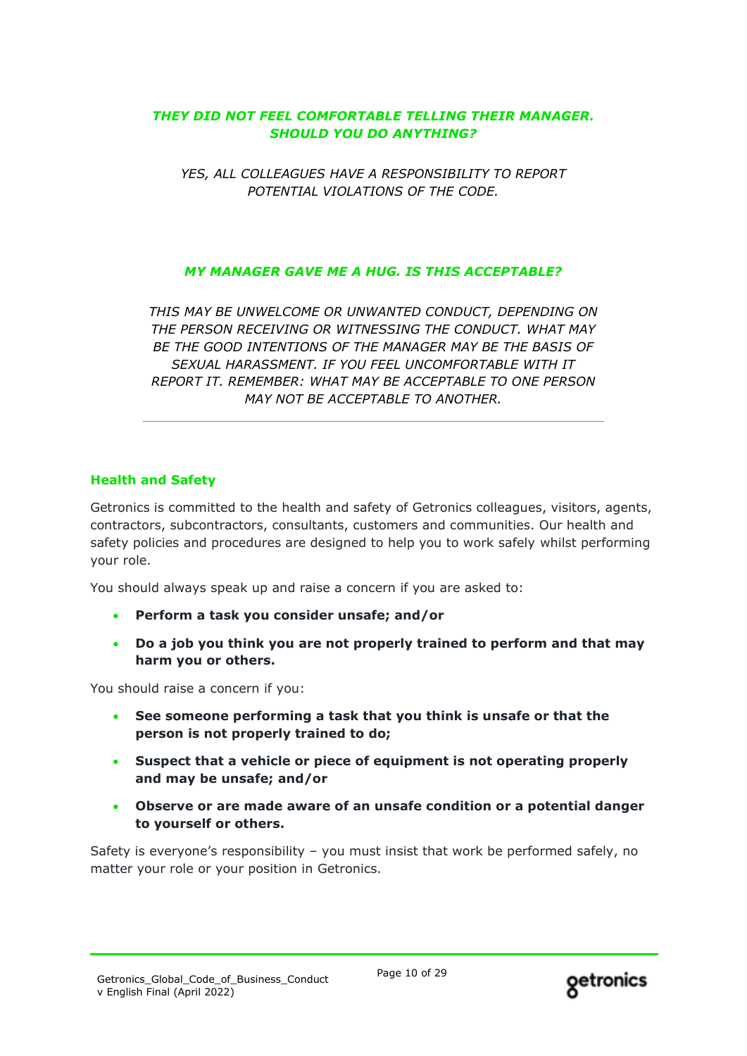***THEY DID NOT FEEL COMFORTABLE TELLING THEIR MANAGER. SHOULD YOU DO ANYTHING?***

*YES, ALL COLLEAGUES HAVE A RESPONSIBILITY TO REPORT POTENTIAL VIOLATIONS OF THE CODE.*

***MY MANAGER GAVE ME A HUG. IS THIS ACCEPTABLE?***

*THIS MAY BE UNWELCOME OR UNWANTED CONDUCT, DEPENDING ON THE PERSON RECEIVING OR WITNESSING THE CONDUCT. WHAT MAY BE THE GOOD INTENTIONS OF THE MANAGER MAY BE THE BASIS OF SEXUAL HARASSMENT. IF YOU FEEL UNCOMFORTABLE WITH IT REPORT IT. REMEMBER: WHAT MAY BE ACCEPTABLE TO ONE PERSON MAY NOT BE ACCEPTABLE TO ANOTHER.*

---

### Health and Safety

Getronics is committed to the health and safety of Getronics colleagues, visitors, agents, contractors, subcontractors, consultants, customers and communities. Our health and safety policies and procedures are designed to help you to work safely whilst performing your role.

You should always speak up and raise a concern if you are asked to:

- **Perform a task you consider unsafe; and/or**
- **Do a job you think you are not properly trained to perform and that may harm you or others.**

You should raise a concern if you:

- **See someone performing a task that you think is unsafe or that the person is not properly trained to do;**
- **Suspect that a vehicle or piece of equipment is not operating properly and may be unsafe; and/or**
- **Observe or are made aware of an unsafe condition or a potential danger to yourself or others.**

Safety is everyone's responsibility – you must insist that work be performed safely, no matter your role or your position in Getronics.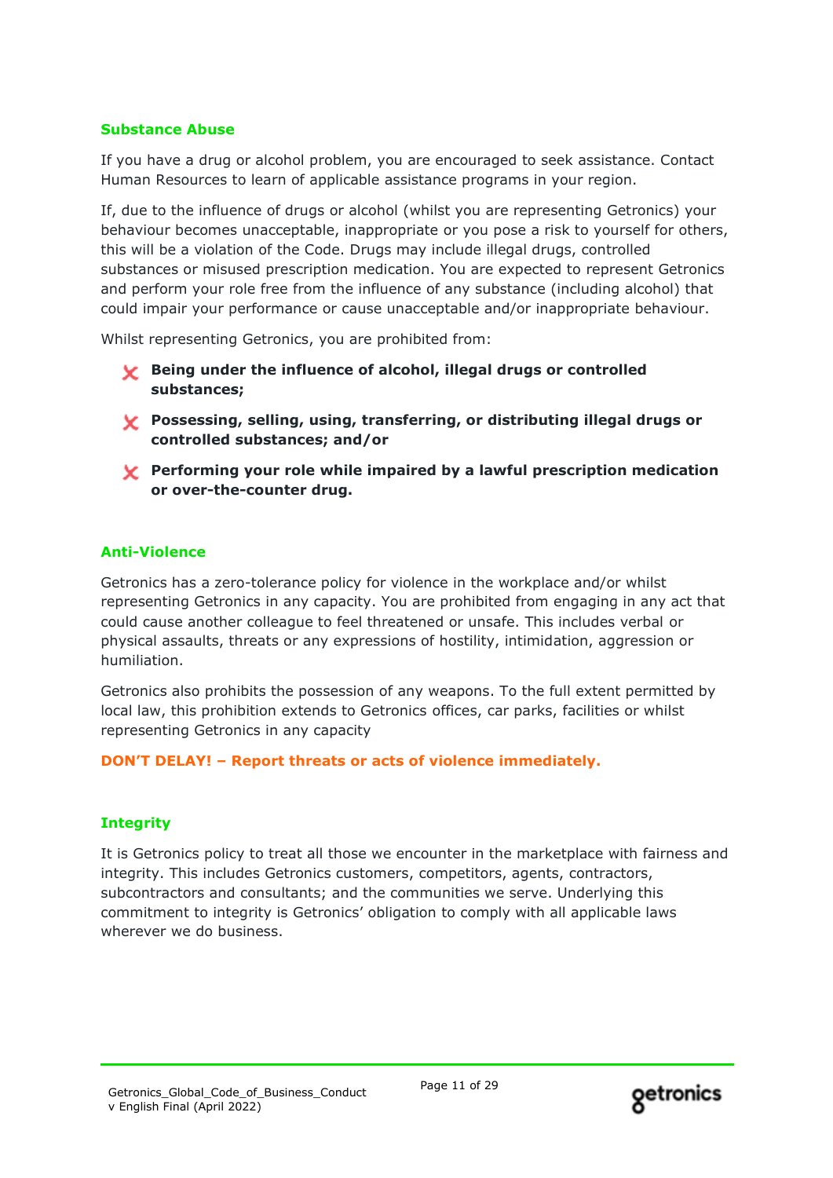## Substance Abuse

If you have a drug or alcohol problem, you are encouraged to seek assistance. Contact Human Resources to learn of applicable assistance programs in your region.

If, due to the influence of drugs or alcohol (whilst you are representing Getronics) your behaviour becomes unacceptable, inappropriate or you pose a risk to yourself for others, this will be a violation of the Code. Drugs may include illegal drugs, controlled substances or misused prescription medication. You are expected to represent Getronics and perform your role free from the influence of any substance (including alcohol) that could impair your performance or cause unacceptable and/or inappropriate behaviour.

Whilst representing Getronics, you are prohibited from:

- ✗ **Being under the influence of alcohol, illegal drugs or controlled substances;**
- ✗ **Possessing, selling, using, transferring, or distributing illegal drugs or controlled substances; and/or**
- ✗ **Performing your role while impaired by a lawful prescription medication or over-the-counter drug.**

## Anti-Violence

Getronics has a zero-tolerance policy for violence in the workplace and/or whilst representing Getronics in any capacity. You are prohibited from engaging in any act that could cause another colleague to feel threatened or unsafe. This includes verbal or physical assaults, threats or any expressions of hostility, intimidation, aggression or humiliation.

Getronics also prohibits the possession of any weapons. To the full extent permitted by local law, this prohibition extends to Getronics offices, car parks, facilities or whilst representing Getronics in any capacity

**DON'T DELAY! – Report threats or acts of violence immediately.**

## Integrity

It is Getronics policy to treat all those we encounter in the marketplace with fairness and integrity. This includes Getronics customers, competitors, agents, contractors, subcontractors and consultants; and the communities we serve. Underlying this commitment to integrity is Getronics' obligation to comply with all applicable laws wherever we do business.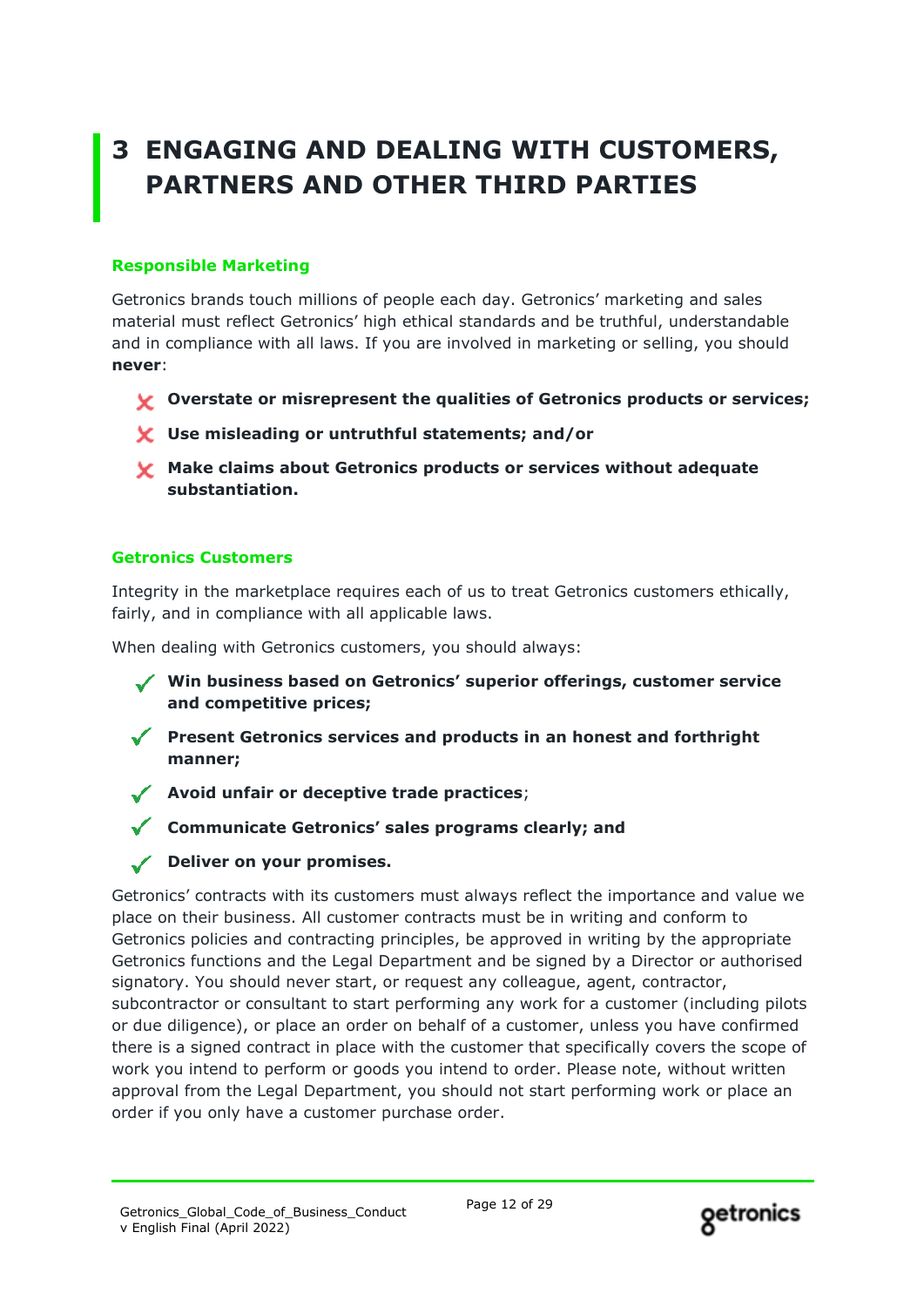# 3 ENGAGING AND DEALING WITH CUSTOMERS, PARTNERS AND OTHER THIRD PARTIES

### Responsible Marketing

Getronics brands touch millions of people each day. Getronics' marketing and sales material must reflect Getronics' high ethical standards and be truthful, understandable and in compliance with all laws. If you are involved in marketing or selling, you should **never**:

- ✗ **Overstate or misrepresent the qualities of Getronics products or services;**
- ✗ **Use misleading or untruthful statements; and/or**
- ✗ **Make claims about Getronics products or services without adequate substantiation.**

### Getronics Customers

Integrity in the marketplace requires each of us to treat Getronics customers ethically, fairly, and in compliance with all applicable laws.

When dealing with Getronics customers, you should always:

- ✓ **Win business based on Getronics' superior offerings, customer service and competitive prices;**
- ✓ **Present Getronics services and products in an honest and forthright manner;**
- ✓ **Avoid unfair or deceptive trade practices**;
- ✓ **Communicate Getronics' sales programs clearly; and**
- ✓ **Deliver on your promises.**

Getronics' contracts with its customers must always reflect the importance and value we place on their business. All customer contracts must be in writing and conform to Getronics policies and contracting principles, be approved in writing by the appropriate Getronics functions and the Legal Department and be signed by a Director or authorised signatory. You should never start, or request any colleague, agent, contractor, subcontractor or consultant to start performing any work for a customer (including pilots or due diligence), or place an order on behalf of a customer, unless you have confirmed there is a signed contract in place with the customer that specifically covers the scope of work you intend to perform or goods you intend to order. Please note, without written approval from the Legal Department, you should not start performing work or place an order if you only have a customer purchase order.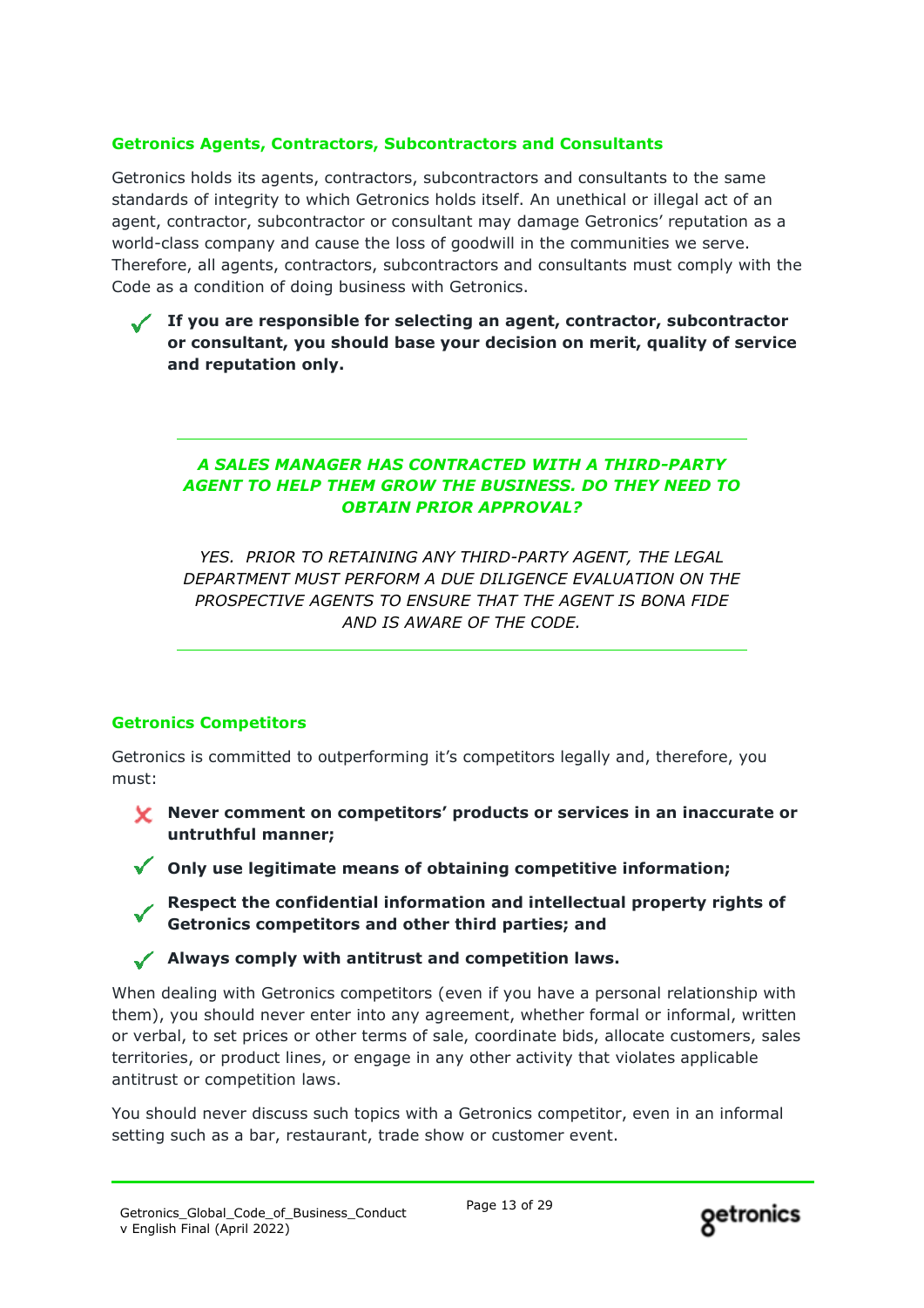### Getronics Agents, Contractors, Subcontractors and Consultants

Getronics holds its agents, contractors, subcontractors and consultants to the same standards of integrity to which Getronics holds itself. An unethical or illegal act of an agent, contractor, subcontractor or consultant may damage Getronics' reputation as a world-class company and cause the loss of goodwill in the communities we serve. Therefore, all agents, contractors, subcontractors and consultants must comply with the Code as a condition of doing business with Getronics.

- ✓ **If you are responsible for selecting an agent, contractor, subcontractor or consultant, you should base your decision on merit, quality of service and reputation only.**

---

***A SALES MANAGER HAS CONTRACTED WITH A THIRD-PARTY AGENT TO HELP THEM GROW THE BUSINESS. DO THEY NEED TO OBTAIN PRIOR APPROVAL?***

*YES. PRIOR TO RETAINING ANY THIRD-PARTY AGENT, THE LEGAL DEPARTMENT MUST PERFORM A DUE DILIGENCE EVALUATION ON THE PROSPECTIVE AGENTS TO ENSURE THAT THE AGENT IS BONA FIDE AND IS AWARE OF THE CODE.*

---

### Getronics Competitors

Getronics is committed to outperforming it's competitors legally and, therefore, you must:

- ✗ **Never comment on competitors' products or services in an inaccurate or untruthful manner;**
- ✓ **Only use legitimate means of obtaining competitive information;**
- ✓ **Respect the confidential information and intellectual property rights of Getronics competitors and other third parties; and**
- ✓ **Always comply with antitrust and competition laws.**

When dealing with Getronics competitors (even if you have a personal relationship with them), you should never enter into any agreement, whether formal or informal, written or verbal, to set prices or other terms of sale, coordinate bids, allocate customers, sales territories, or product lines, or engage in any other activity that violates applicable antitrust or competition laws.

You should never discuss such topics with a Getronics competitor, even in an informal setting such as a bar, restaurant, trade show or customer event.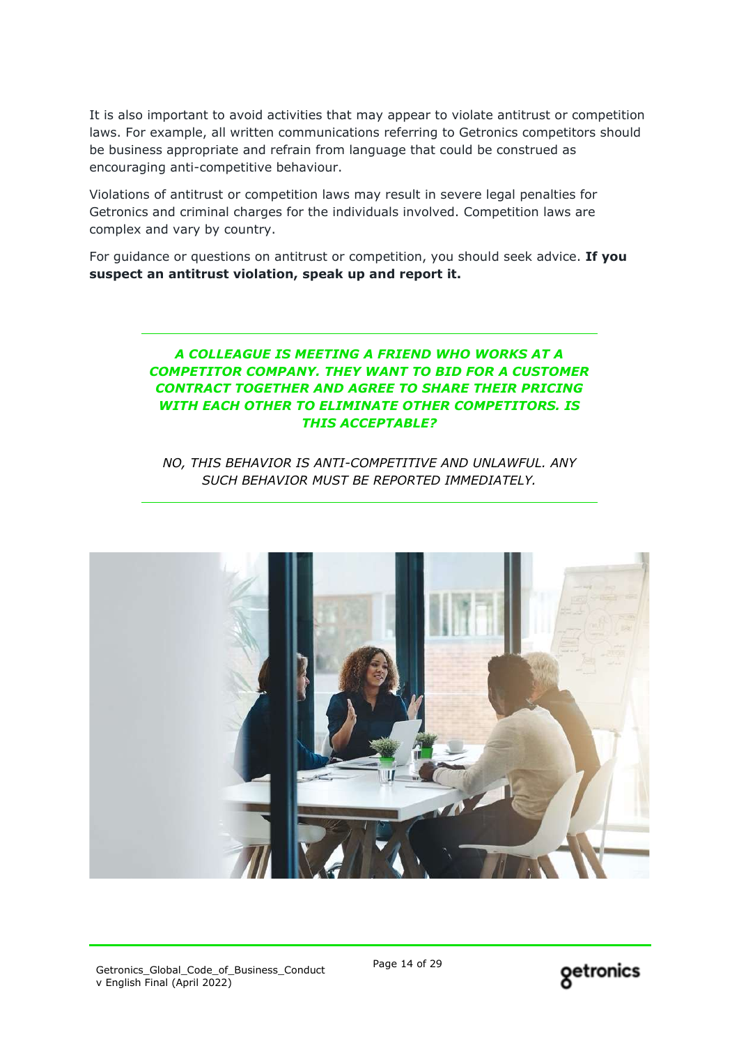It is also important to avoid activities that may appear to violate antitrust or competition laws. For example, all written communications referring to Getronics competitors should be business appropriate and refrain from language that could be construed as encouraging anti-competitive behaviour.

Violations of antitrust or competition laws may result in severe legal penalties for Getronics and criminal charges for the individuals involved. Competition laws are complex and vary by country.

For guidance or questions on antitrust or competition, you should seek advice. **If you suspect an antitrust violation, speak up and report it.**

---

***A COLLEAGUE IS MEETING A FRIEND WHO WORKS AT A COMPETITOR COMPANY. THEY WANT TO BID FOR A CUSTOMER CONTRACT TOGETHER AND AGREE TO SHARE THEIR PRICING WITH EACH OTHER TO ELIMINATE OTHER COMPETITORS. IS THIS ACCEPTABLE?***

*NO, THIS BEHAVIOR IS ANTI-COMPETITIVE AND UNLAWFUL. ANY SUCH BEHAVIOR MUST BE REPORTED IMMEDIATELY.*

---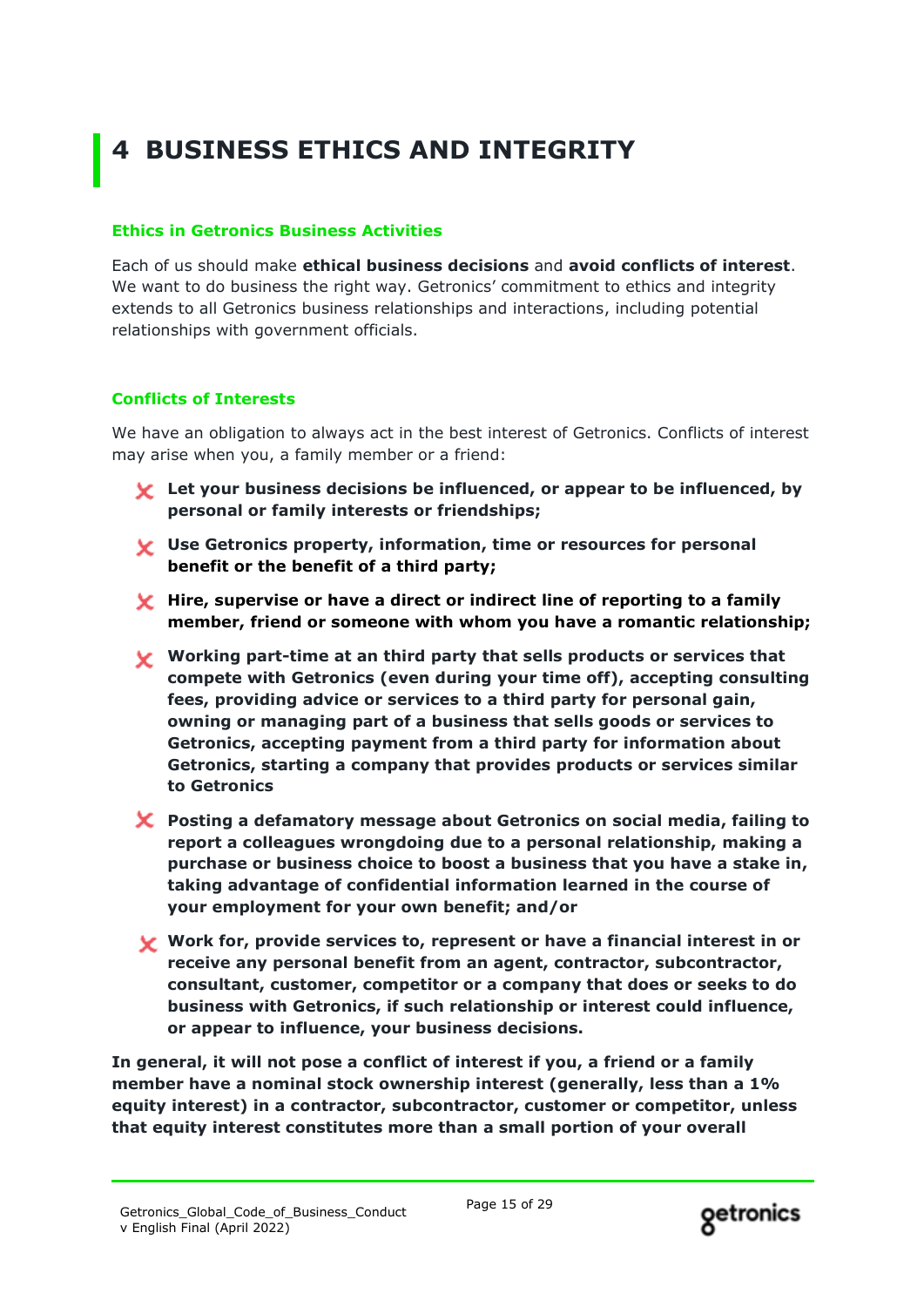# 4 BUSINESS ETHICS AND INTEGRITY

### Ethics in Getronics Business Activities

Each of us should make **ethical business decisions** and **avoid conflicts of interest**. We want to do business the right way. Getronics' commitment to ethics and integrity extends to all Getronics business relationships and interactions, including potential relationships with government officials.

### Conflicts of Interests

We have an obligation to always act in the best interest of Getronics. Conflicts of interest may arise when you, a family member or a friend:

- ✗ **Let your business decisions be influenced, or appear to be influenced, by personal or family interests or friendships;**
- ✗ **Use Getronics property, information, time or resources for personal benefit or the benefit of a third party;**
- ✗ **Hire, supervise or have a direct or indirect line of reporting to a family member, friend or someone with whom you have a romantic relationship;**
- ✗ **Working part-time at an third party that sells products or services that compete with Getronics (even during your time off), accepting consulting fees, providing advice or services to a third party for personal gain, owning or managing part of a business that sells goods or services to Getronics, accepting payment from a third party for information about Getronics, starting a company that provides products or services similar to Getronics**
- ✗ **Posting a defamatory message about Getronics on social media, failing to report a colleagues wrongdoing due to a personal relationship, making a purchase or business choice to boost a business that you have a stake in, taking advantage of confidential information learned in the course of your employment for your own benefit; and/or**
- ✗ **Work for, provide services to, represent or have a financial interest in or receive any personal benefit from an agent, contractor, subcontractor, consultant, customer, competitor or a company that does or seeks to do business with Getronics, if such relationship or interest could influence, or appear to influence, your business decisions.**

**In general, it will not pose a conflict of interest if you, a friend or a family member have a nominal stock ownership interest (generally, less than a 1% equity interest) in a contractor, subcontractor, customer or competitor, unless that equity interest constitutes more than a small portion of your overall**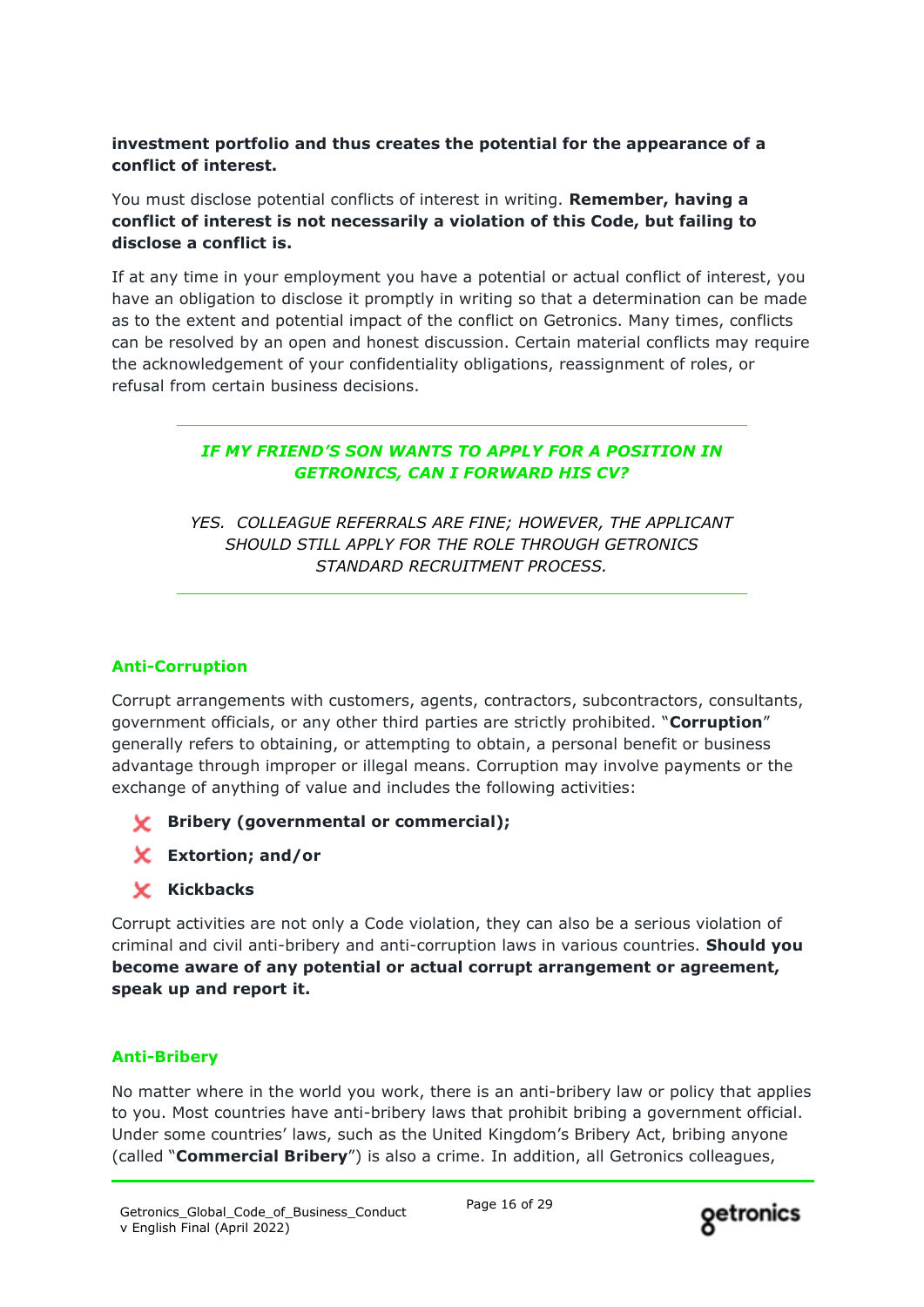**investment portfolio and thus creates the potential for the appearance of a conflict of interest.**

You must disclose potential conflicts of interest in writing. **Remember, having a conflict of interest is not necessarily a violation of this Code, but failing to disclose a conflict is.**

If at any time in your employment you have a potential or actual conflict of interest, you have an obligation to disclose it promptly in writing so that a determination can be made as to the extent and potential impact of the conflict on Getronics. Many times, conflicts can be resolved by an open and honest discussion. Certain material conflicts may require the acknowledgement of your confidentiality obligations, reassignment of roles, or refusal from certain business decisions.

---

***IF MY FRIEND'S SON WANTS TO APPLY FOR A POSITION IN GETRONICS, CAN I FORWARD HIS CV?***

*YES. COLLEAGUE REFERRALS ARE FINE; HOWEVER, THE APPLICANT SHOULD STILL APPLY FOR THE ROLE THROUGH GETRONICS STANDARD RECRUITMENT PROCESS.*

---

## Anti-Corruption

Corrupt arrangements with customers, agents, contractors, subcontractors, consultants, government officials, or any other third parties are strictly prohibited. "**Corruption**" generally refers to obtaining, or attempting to obtain, a personal benefit or business advantage through improper or illegal means. Corruption may involve payments or the exchange of anything of value and includes the following activities:

- ✗ **Bribery (governmental or commercial);**
- ✗ **Extortion; and/or**
- ✗ **Kickbacks**

Corrupt activities are not only a Code violation, they can also be a serious violation of criminal and civil anti-bribery and anti-corruption laws in various countries. **Should you become aware of any potential or actual corrupt arrangement or agreement, speak up and report it.**

## Anti-Bribery

No matter where in the world you work, there is an anti-bribery law or policy that applies to you. Most countries have anti-bribery laws that prohibit bribing a government official. Under some countries' laws, such as the United Kingdom's Bribery Act, bribing anyone (called "**Commercial Bribery**") is also a crime. In addition, all Getronics colleagues,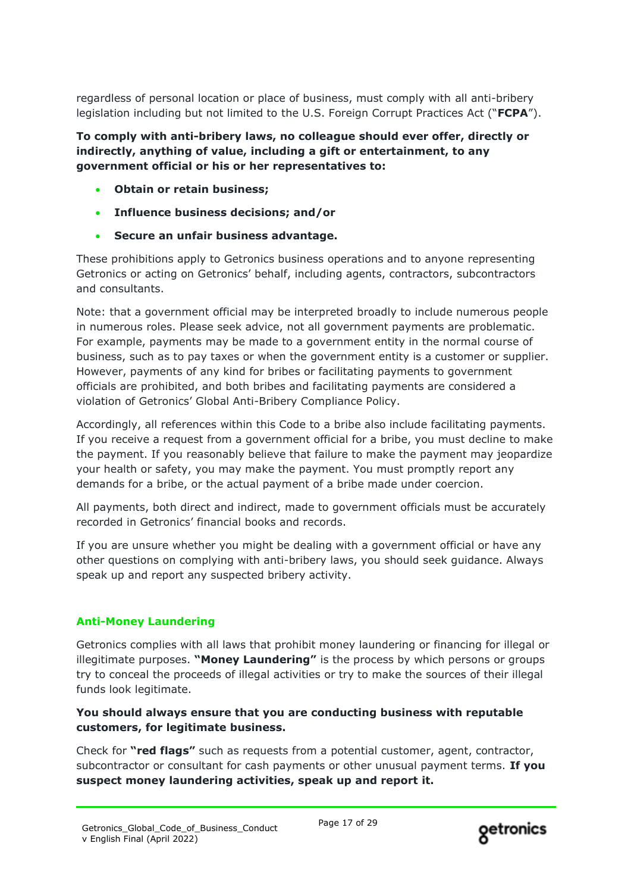regardless of personal location or place of business, must comply with all anti-bribery legislation including but not limited to the U.S. Foreign Corrupt Practices Act ("**FCPA**").

**To comply with anti-bribery laws, no colleague should ever offer, directly or indirectly, anything of value, including a gift or entertainment, to any government official or his or her representatives to:**

- **Obtain or retain business;**
- **Influence business decisions; and/or**
- **Secure an unfair business advantage.**

These prohibitions apply to Getronics business operations and to anyone representing Getronics or acting on Getronics' behalf, including agents, contractors, subcontractors and consultants.

Note: that a government official may be interpreted broadly to include numerous people in numerous roles. Please seek advice, not all government payments are problematic. For example, payments may be made to a government entity in the normal course of business, such as to pay taxes or when the government entity is a customer or supplier. However, payments of any kind for bribes or facilitating payments to government officials are prohibited, and both bribes and facilitating payments are considered a violation of Getronics' Global Anti-Bribery Compliance Policy.

Accordingly, all references within this Code to a bribe also include facilitating payments. If you receive a request from a government official for a bribe, you must decline to make the payment. If you reasonably believe that failure to make the payment may jeopardize your health or safety, you may make the payment. You must promptly report any demands for a bribe, or the actual payment of a bribe made under coercion.

All payments, both direct and indirect, made to government officials must be accurately recorded in Getronics' financial books and records.

If you are unsure whether you might be dealing with a government official or have any other questions on complying with anti-bribery laws, you should seek guidance. Always speak up and report any suspected bribery activity.

## Anti-Money Laundering

Getronics complies with all laws that prohibit money laundering or financing for illegal or illegitimate purposes. **"Money Laundering"** is the process by which persons or groups try to conceal the proceeds of illegal activities or try to make the sources of their illegal funds look legitimate.

**You should always ensure that you are conducting business with reputable customers, for legitimate business.**

Check for **"red flags"** such as requests from a potential customer, agent, contractor, subcontractor or consultant for cash payments or other unusual payment terms. **If you suspect money laundering activities, speak up and report it.**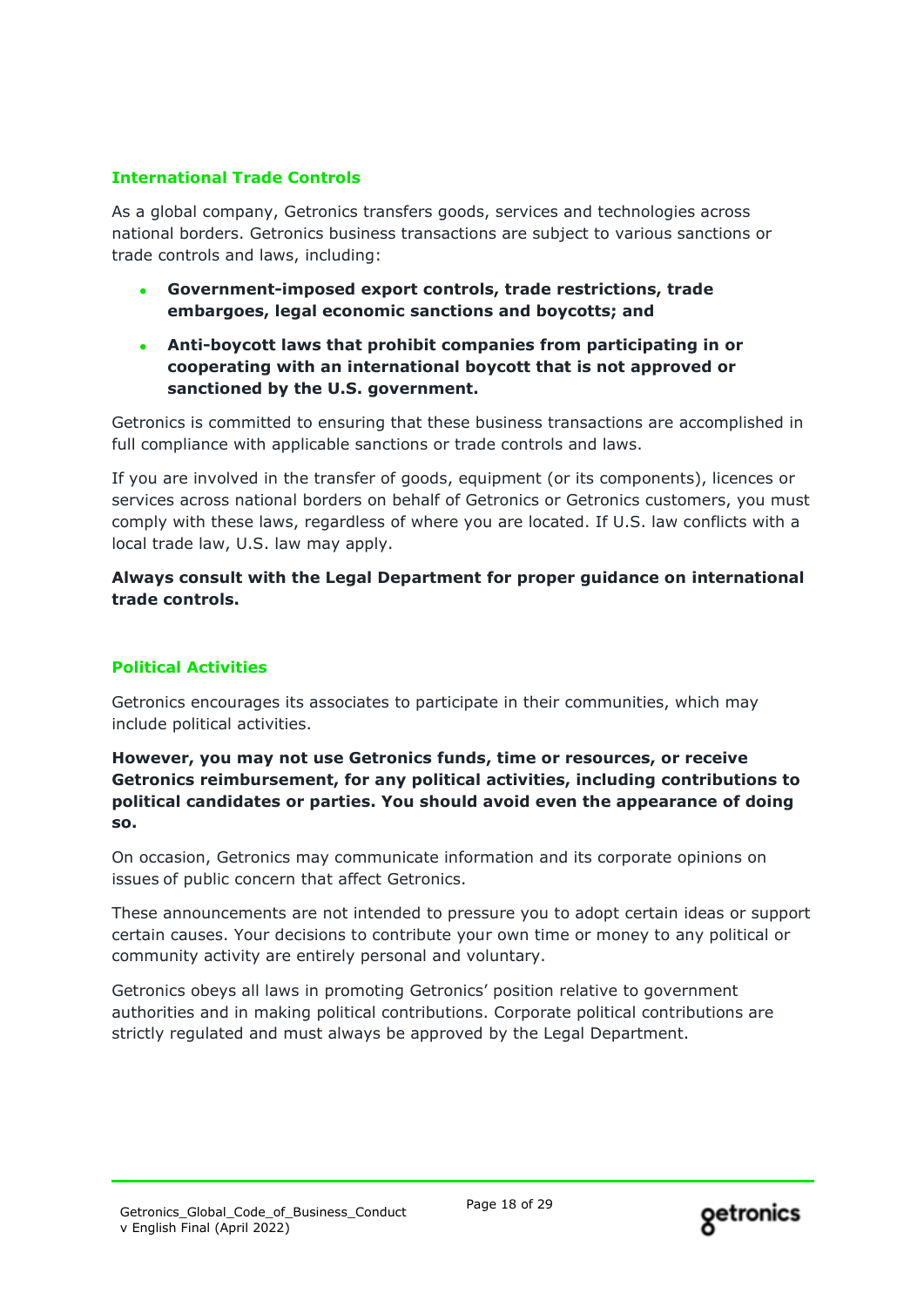## International Trade Controls

As a global company, Getronics transfers goods, services and technologies across national borders. Getronics business transactions are subject to various sanctions or trade controls and laws, including:

- **Government-imposed export controls, trade restrictions, trade embargoes, legal economic sanctions and boycotts; and**
- **Anti-boycott laws that prohibit companies from participating in or cooperating with an international boycott that is not approved or sanctioned by the U.S. government.**

Getronics is committed to ensuring that these business transactions are accomplished in full compliance with applicable sanctions or trade controls and laws.

If you are involved in the transfer of goods, equipment (or its components), licences or services across national borders on behalf of Getronics or Getronics customers, you must comply with these laws, regardless of where you are located. If U.S. law conflicts with a local trade law, U.S. law may apply.

**Always consult with the Legal Department for proper guidance on international trade controls.**

## Political Activities

Getronics encourages its associates to participate in their communities, which may include political activities.

**However, you may not use Getronics funds, time or resources, or receive Getronics reimbursement, for any political activities, including contributions to political candidates or parties. You should avoid even the appearance of doing so.**

On occasion, Getronics may communicate information and its corporate opinions on issues of public concern that affect Getronics.

These announcements are not intended to pressure you to adopt certain ideas or support certain causes. Your decisions to contribute your own time or money to any political or community activity are entirely personal and voluntary.

Getronics obeys all laws in promoting Getronics' position relative to government authorities and in making political contributions. Corporate political contributions are strictly regulated and must always be approved by the Legal Department.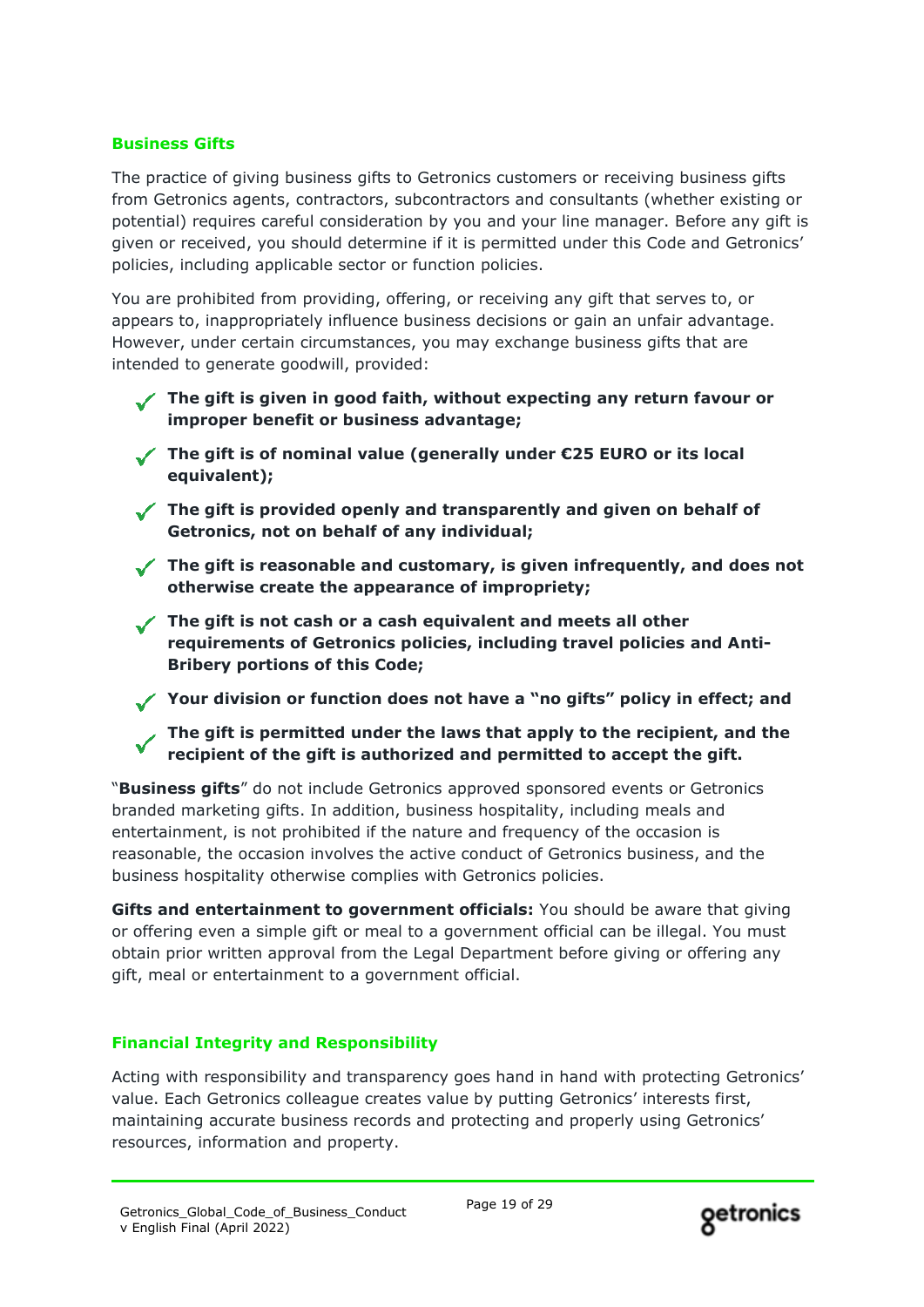## Business Gifts

The practice of giving business gifts to Getronics customers or receiving business gifts from Getronics agents, contractors, subcontractors and consultants (whether existing or potential) requires careful consideration by you and your line manager. Before any gift is given or received, you should determine if it is permitted under this Code and Getronics' policies, including applicable sector or function policies.

You are prohibited from providing, offering, or receiving any gift that serves to, or appears to, inappropriately influence business decisions or gain an unfair advantage. However, under certain circumstances, you may exchange business gifts that are intended to generate goodwill, provided:

- ✓ **The gift is given in good faith, without expecting any return favour or improper benefit or business advantage;**
- ✓ **The gift is of nominal value (generally under €25 EURO or its local equivalent);**
- ✓ **The gift is provided openly and transparently and given on behalf of Getronics, not on behalf of any individual;**
- ✓ **The gift is reasonable and customary, is given infrequently, and does not otherwise create the appearance of impropriety;**
- ✓ **The gift is not cash or a cash equivalent and meets all other requirements of Getronics policies, including travel policies and Anti-Bribery portions of this Code;**
- ✓ **Your division or function does not have a "no gifts" policy in effect; and**
- ✓ **The gift is permitted under the laws that apply to the recipient, and the recipient of the gift is authorized and permitted to accept the gift.**

"**Business gifts**" do not include Getronics approved sponsored events or Getronics branded marketing gifts. In addition, business hospitality, including meals and entertainment, is not prohibited if the nature and frequency of the occasion is reasonable, the occasion involves the active conduct of Getronics business, and the business hospitality otherwise complies with Getronics policies.

**Gifts and entertainment to government officials:** You should be aware that giving or offering even a simple gift or meal to a government official can be illegal. You must obtain prior written approval from the Legal Department before giving or offering any gift, meal or entertainment to a government official.

## Financial Integrity and Responsibility

Acting with responsibility and transparency goes hand in hand with protecting Getronics' value. Each Getronics colleague creates value by putting Getronics' interests first, maintaining accurate business records and protecting and properly using Getronics' resources, information and property.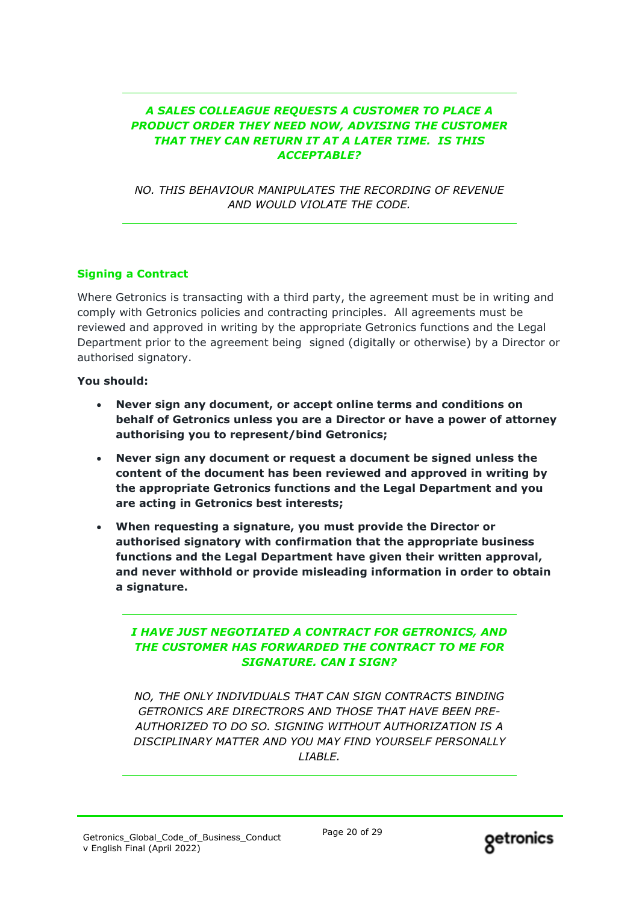---

***A SALES COLLEAGUE REQUESTS A CUSTOMER TO PLACE A PRODUCT ORDER THEY NEED NOW, ADVISING THE CUSTOMER THAT THEY CAN RETURN IT AT A LATER TIME. IS THIS ACCEPTABLE?***

*NO. THIS BEHAVIOUR MANIPULATES THE RECORDING OF REVENUE AND WOULD VIOLATE THE CODE.*

---

### Signing a Contract

Where Getronics is transacting with a third party, the agreement must be in writing and comply with Getronics policies and contracting principles. All agreements must be reviewed and approved in writing by the appropriate Getronics functions and the Legal Department prior to the agreement being signed (digitally or otherwise) by a Director or authorised signatory.

**You should:**

- **Never sign any document, or accept online terms and conditions on behalf of Getronics unless you are a Director or have a power of attorney authorising you to represent/bind Getronics;**
- **Never sign any document or request a document be signed unless the content of the document has been reviewed and approved in writing by the appropriate Getronics functions and the Legal Department and you are acting in Getronics best interests;**
- **When requesting a signature, you must provide the Director or authorised signatory with confirmation that the appropriate business functions and the Legal Department have given their written approval, and never withhold or provide misleading information in order to obtain a signature.**

---

***I HAVE JUST NEGOTIATED A CONTRACT FOR GETRONICS, AND THE CUSTOMER HAS FORWARDED THE CONTRACT TO ME FOR SIGNATURE. CAN I SIGN?***

*NO, THE ONLY INDIVIDUALS THAT CAN SIGN CONTRACTS BINDING GETRONICS ARE DIRECTRORS AND THOSE THAT HAVE BEEN PRE-AUTHORIZED TO DO SO. SIGNING WITHOUT AUTHORIZATION IS A DISCIPLINARY MATTER AND YOU MAY FIND YOURSELF PERSONALLY LIABLE.*

---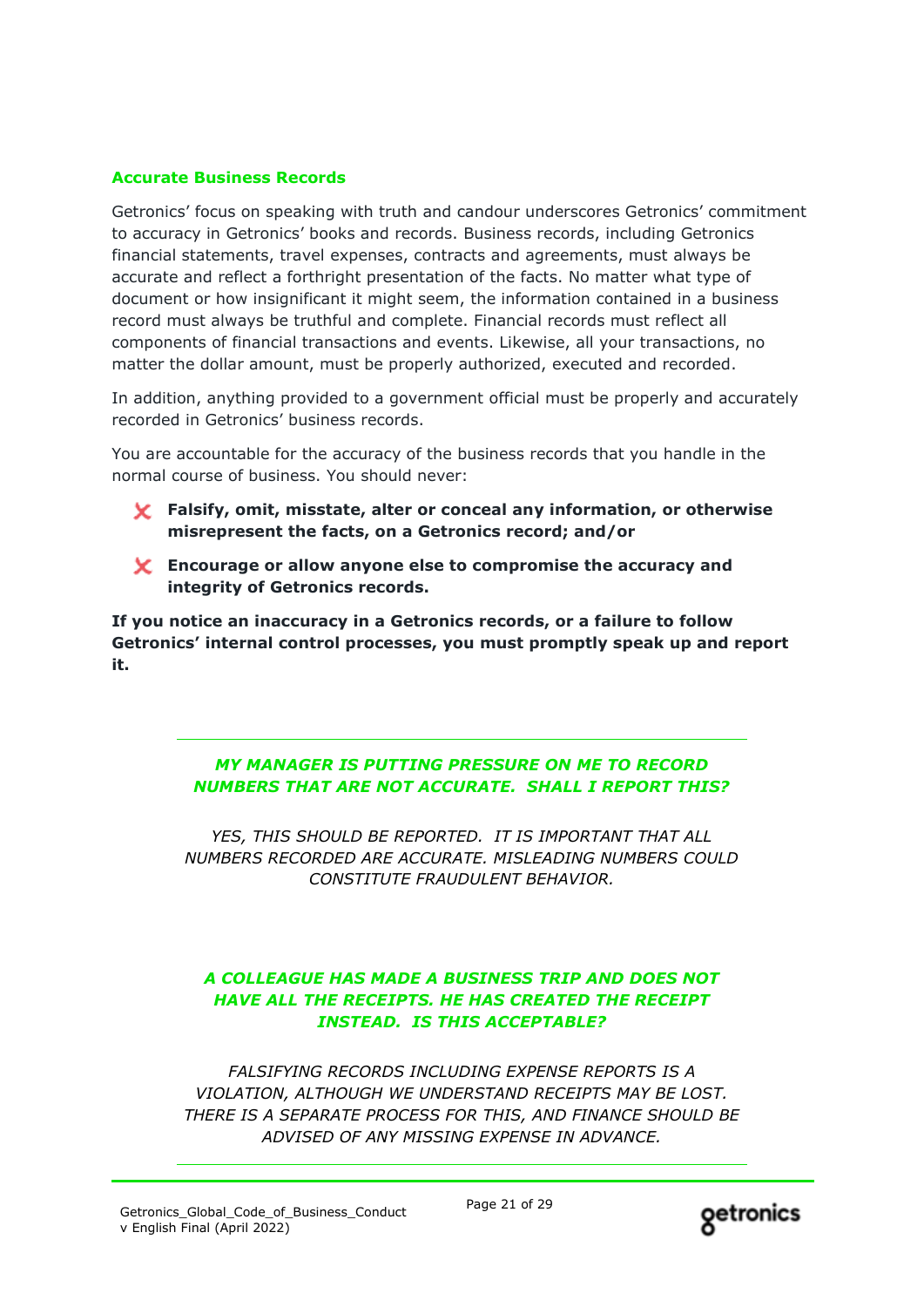## Accurate Business Records

Getronics' focus on speaking with truth and candour underscores Getronics' commitment to accuracy in Getronics' books and records. Business records, including Getronics financial statements, travel expenses, contracts and agreements, must always be accurate and reflect a forthright presentation of the facts. No matter what type of document or how insignificant it might seem, the information contained in a business record must always be truthful and complete. Financial records must reflect all components of financial transactions and events. Likewise, all your transactions, no matter the dollar amount, must be properly authorized, executed and recorded.

In addition, anything provided to a government official must be properly and accurately recorded in Getronics' business records.

You are accountable for the accuracy of the business records that you handle in the normal course of business. You should never:

- ✗ **Falsify, omit, misstate, alter or conceal any information, or otherwise misrepresent the facts, on a Getronics record; and/or**
- ✗ **Encourage or allow anyone else to compromise the accuracy and integrity of Getronics records.**

**If you notice an inaccuracy in a Getronics records, or a failure to follow Getronics' internal control processes, you must promptly speak up and report it.**

---

***MY MANAGER IS PUTTING PRESSURE ON ME TO RECORD NUMBERS THAT ARE NOT ACCURATE. SHALL I REPORT THIS?***

*YES, THIS SHOULD BE REPORTED. IT IS IMPORTANT THAT ALL NUMBERS RECORDED ARE ACCURATE. MISLEADING NUMBERS COULD CONSTITUTE FRAUDULENT BEHAVIOR.*

***A COLLEAGUE HAS MADE A BUSINESS TRIP AND DOES NOT HAVE ALL THE RECEIPTS. HE HAS CREATED THE RECEIPT INSTEAD. IS THIS ACCEPTABLE?***

*FALSIFYING RECORDS INCLUDING EXPENSE REPORTS IS A VIOLATION, ALTHOUGH WE UNDERSTAND RECEIPTS MAY BE LOST. THERE IS A SEPARATE PROCESS FOR THIS, AND FINANCE SHOULD BE ADVISED OF ANY MISSING EXPENSE IN ADVANCE.*

---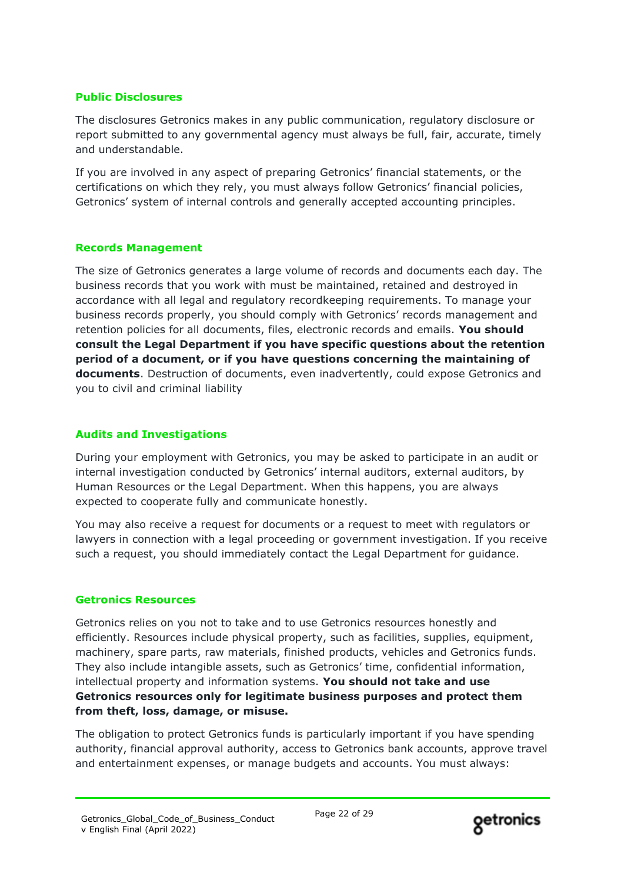## Public Disclosures

The disclosures Getronics makes in any public communication, regulatory disclosure or report submitted to any governmental agency must always be full, fair, accurate, timely and understandable.

If you are involved in any aspect of preparing Getronics' financial statements, or the certifications on which they rely, you must always follow Getronics' financial policies, Getronics' system of internal controls and generally accepted accounting principles.

## Records Management

The size of Getronics generates a large volume of records and documents each day. The business records that you work with must be maintained, retained and destroyed in accordance with all legal and regulatory recordkeeping requirements. To manage your business records properly, you should comply with Getronics' records management and retention policies for all documents, files, electronic records and emails. **You should consult the Legal Department if you have specific questions about the retention period of a document, or if you have questions concerning the maintaining of documents**. Destruction of documents, even inadvertently, could expose Getronics and you to civil and criminal liability

## Audits and Investigations

During your employment with Getronics, you may be asked to participate in an audit or internal investigation conducted by Getronics' internal auditors, external auditors, by Human Resources or the Legal Department. When this happens, you are always expected to cooperate fully and communicate honestly.

You may also receive a request for documents or a request to meet with regulators or lawyers in connection with a legal proceeding or government investigation. If you receive such a request, you should immediately contact the Legal Department for guidance.

## Getronics Resources

Getronics relies on you not to take and to use Getronics resources honestly and efficiently. Resources include physical property, such as facilities, supplies, equipment, machinery, spare parts, raw materials, finished products, vehicles and Getronics funds. They also include intangible assets, such as Getronics' time, confidential information, intellectual property and information systems. **You should not take and use Getronics resources only for legitimate business purposes and protect them from theft, loss, damage, or misuse.**

The obligation to protect Getronics funds is particularly important if you have spending authority, financial approval authority, access to Getronics bank accounts, approve travel and entertainment expenses, or manage budgets and accounts. You must always: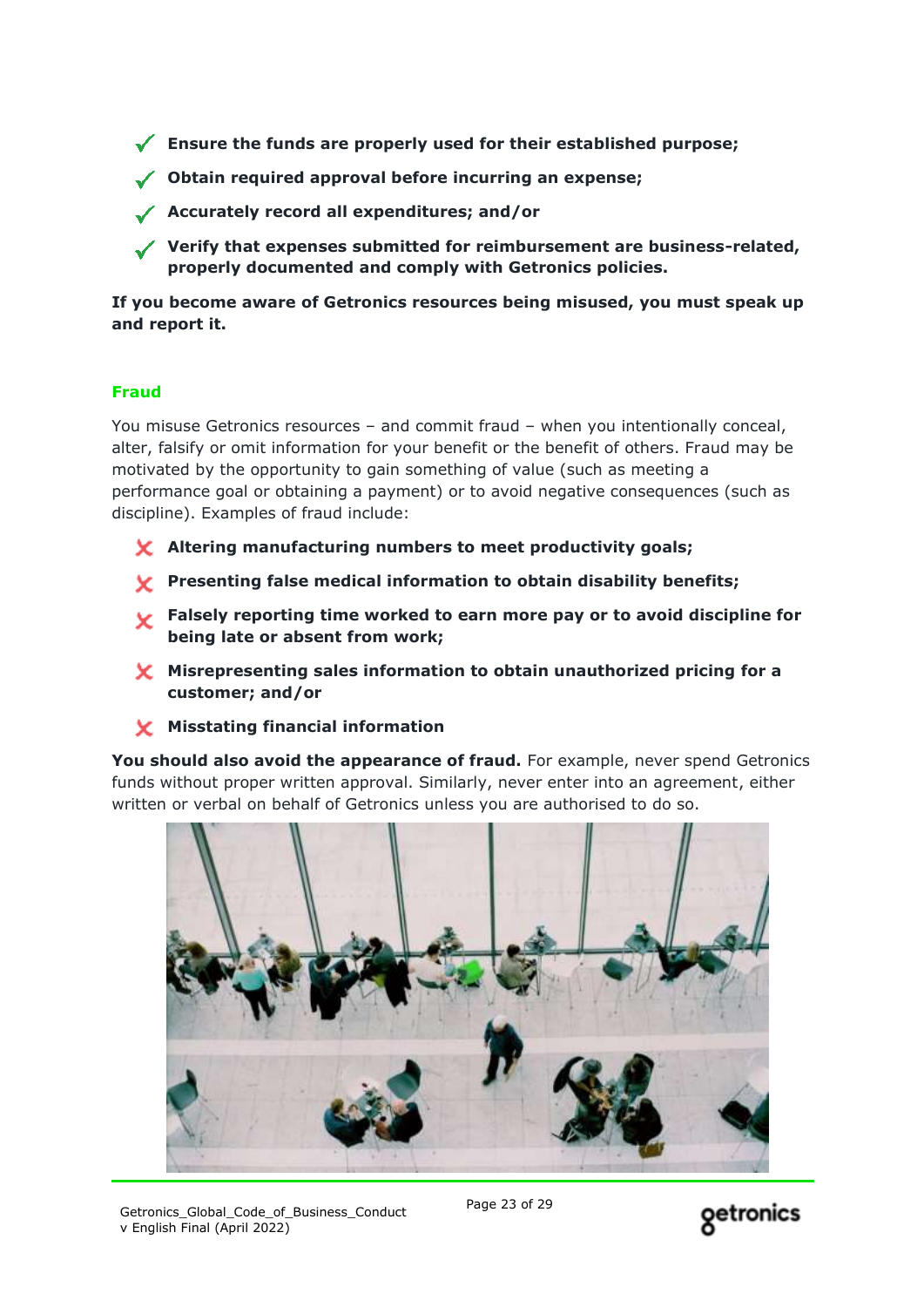- ✓ **Ensure the funds are properly used for their established purpose;**
- ✓ **Obtain required approval before incurring an expense;**
- ✓ **Accurately record all expenditures; and/or**
- ✓ **Verify that expenses submitted for reimbursement are business-related, properly documented and comply with Getronics policies.**

**If you become aware of Getronics resources being misused, you must speak up and report it.**

### Fraud

You misuse Getronics resources – and commit fraud – when you intentionally conceal, alter, falsify or omit information for your benefit or the benefit of others. Fraud may be motivated by the opportunity to gain something of value (such as meeting a performance goal or obtaining a payment) or to avoid negative consequences (such as discipline). Examples of fraud include:

- ✗ **Altering manufacturing numbers to meet productivity goals;**
- ✗ **Presenting false medical information to obtain disability benefits;**
- ✗ **Falsely reporting time worked to earn more pay or to avoid discipline for being late or absent from work;**
- ✗ **Misrepresenting sales information to obtain unauthorized pricing for a customer; and/or**
- ✗ **Misstating financial information**

**You should also avoid the appearance of fraud.** For example, never spend Getronics funds without proper written approval. Similarly, never enter into an agreement, either written or verbal on behalf of Getronics unless you are authorised to do so.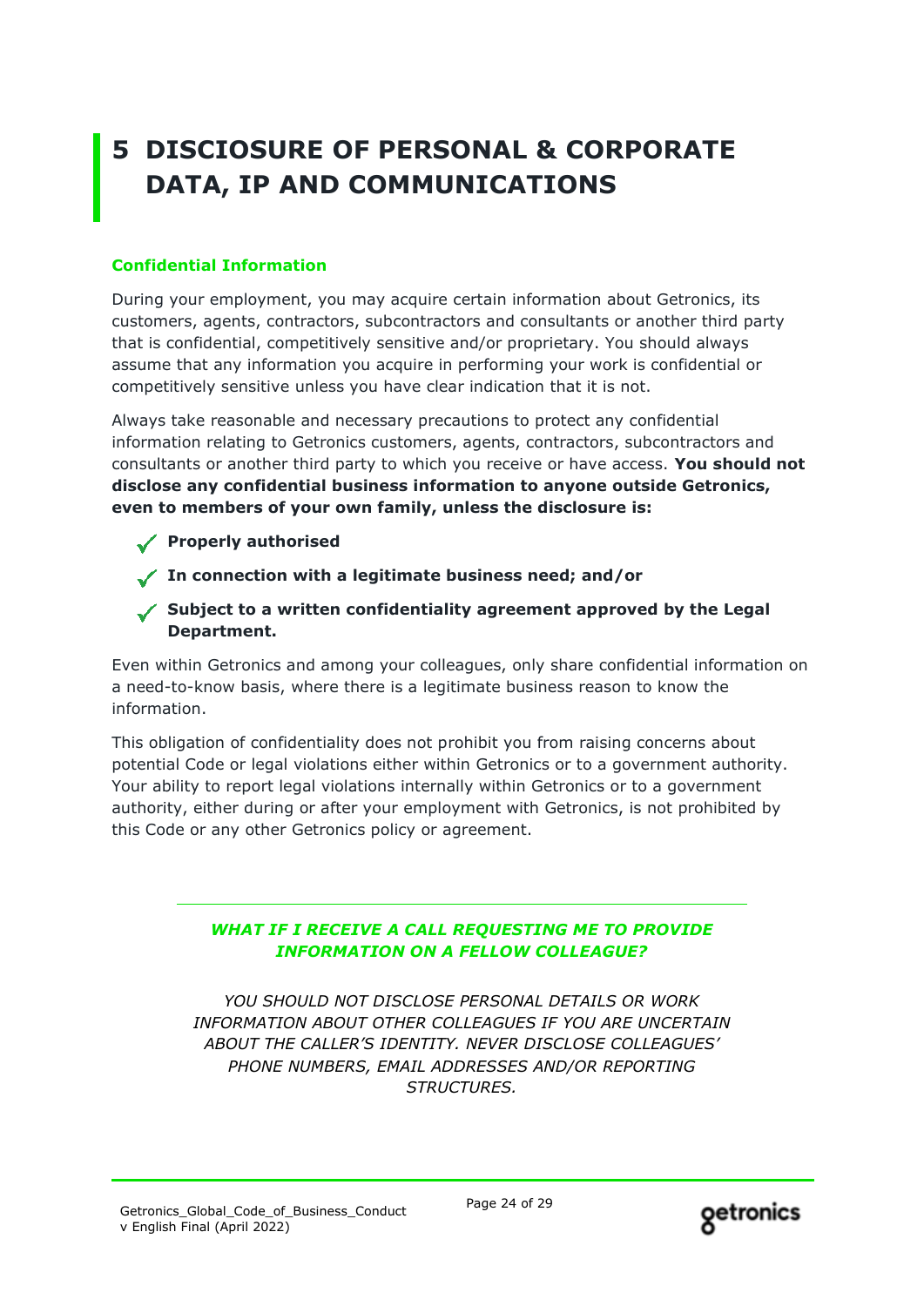# 5 DISCIOSURE OF PERSONAL & CORPORATE DATA, IP AND COMMUNICATIONS

### Confidential Information

During your employment, you may acquire certain information about Getronics, its customers, agents, contractors, subcontractors and consultants or another third party that is confidential, competitively sensitive and/or proprietary. You should always assume that any information you acquire in performing your work is confidential or competitively sensitive unless you have clear indication that it is not.

Always take reasonable and necessary precautions to protect any confidential information relating to Getronics customers, agents, contractors, subcontractors and consultants or another third party to which you receive or have access. **You should not disclose any confidential business information to anyone outside Getronics, even to members of your own family, unless the disclosure is:**

- ✓ **Properly authorised**
- ✓ **In connection with a legitimate business need; and/or**
- ✓ **Subject to a written confidentiality agreement approved by the Legal Department.**

Even within Getronics and among your colleagues, only share confidential information on a need-to-know basis, where there is a legitimate business reason to know the information.

This obligation of confidentiality does not prohibit you from raising concerns about potential Code or legal violations either within Getronics or to a government authority. Your ability to report legal violations internally within Getronics or to a government authority, either during or after your employment with Getronics, is not prohibited by this Code or any other Getronics policy or agreement.

---

***WHAT IF I RECEIVE A CALL REQUESTING ME TO PROVIDE INFORMATION ON A FELLOW COLLEAGUE?***

*YOU SHOULD NOT DISCLOSE PERSONAL DETAILS OR WORK INFORMATION ABOUT OTHER COLLEAGUES IF YOU ARE UNCERTAIN ABOUT THE CALLER'S IDENTITY. NEVER DISCLOSE COLLEAGUES' PHONE NUMBERS, EMAIL ADDRESSES AND/OR REPORTING STRUCTURES.*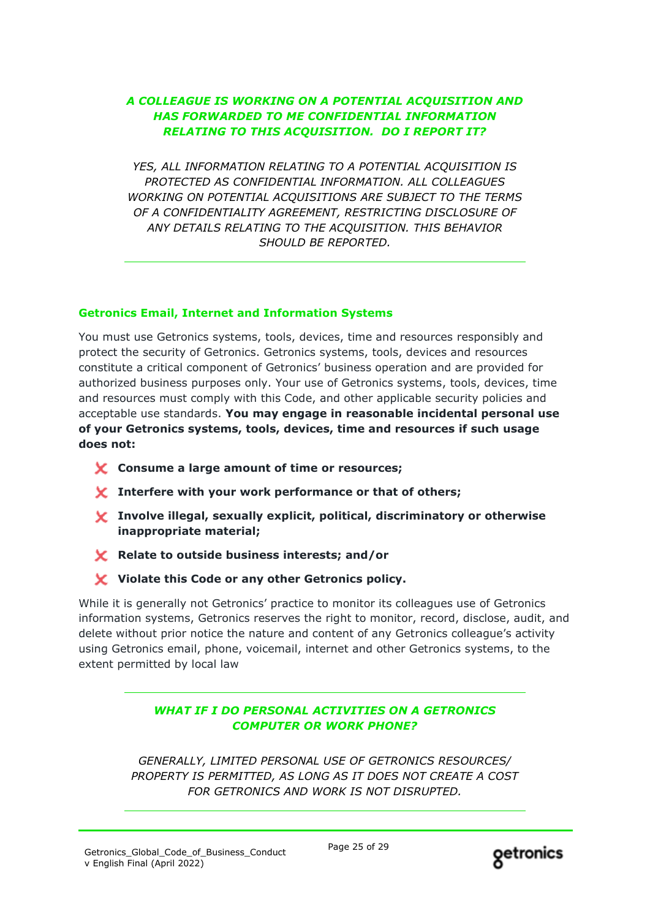***A COLLEAGUE IS WORKING ON A POTENTIAL ACQUISITION AND HAS FORWARDED TO ME CONFIDENTIAL INFORMATION RELATING TO THIS ACQUISITION. DO I REPORT IT?***

*YES, ALL INFORMATION RELATING TO A POTENTIAL ACQUISITION IS PROTECTED AS CONFIDENTIAL INFORMATION. ALL COLLEAGUES WORKING ON POTENTIAL ACQUISITIONS ARE SUBJECT TO THE TERMS OF A CONFIDENTIALITY AGREEMENT, RESTRICTING DISCLOSURE OF ANY DETAILS RELATING TO THE ACQUISITION. THIS BEHAVIOR SHOULD BE REPORTED.*

---

### Getronics Email, Internet and Information Systems

You must use Getronics systems, tools, devices, time and resources responsibly and protect the security of Getronics. Getronics systems, tools, devices and resources constitute a critical component of Getronics' business operation and are provided for authorized business purposes only. Your use of Getronics systems, tools, devices, time and resources must comply with this Code, and other applicable security policies and acceptable use standards. **You may engage in reasonable incidental personal use of your Getronics systems, tools, devices, time and resources if such usage does not:**

- ✗ **Consume a large amount of time or resources;**
- ✗ **Interfere with your work performance or that of others;**
- ✗ **Involve illegal, sexually explicit, political, discriminatory or otherwise inappropriate material;**
- ✗ **Relate to outside business interests; and/or**
- ✗ **Violate this Code or any other Getronics policy.**

While it is generally not Getronics' practice to monitor its colleagues use of Getronics information systems, Getronics reserves the right to monitor, record, disclose, audit, and delete without prior notice the nature and content of any Getronics colleague's activity using Getronics email, phone, voicemail, internet and other Getronics systems, to the extent permitted by local law

---

***WHAT IF I DO PERSONAL ACTIVITIES ON A GETRONICS COMPUTER OR WORK PHONE?***

*GENERALLY, LIMITED PERSONAL USE OF GETRONICS RESOURCES/ PROPERTY IS PERMITTED, AS LONG AS IT DOES NOT CREATE A COST FOR GETRONICS AND WORK IS NOT DISRUPTED.*

---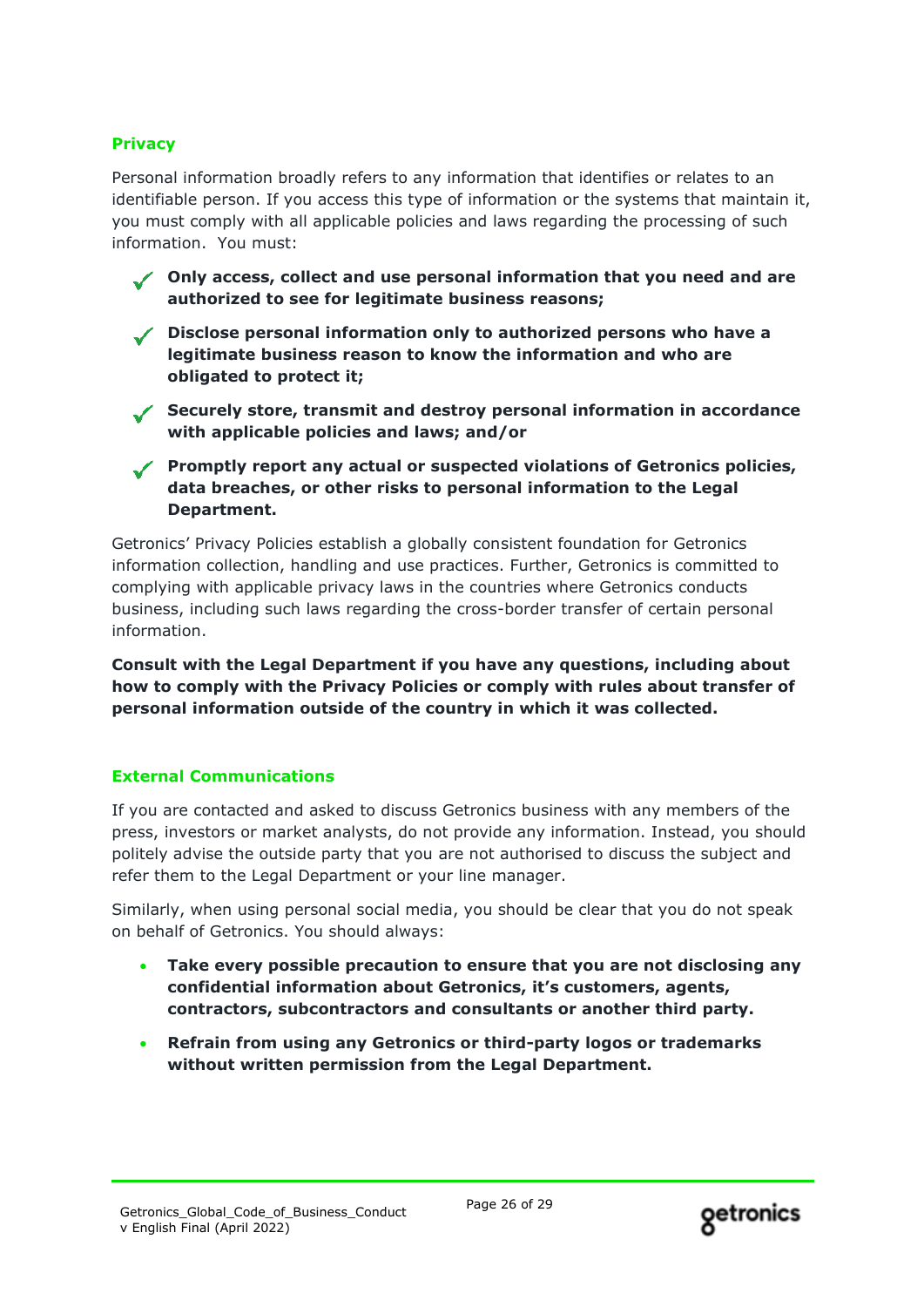## Privacy

Personal information broadly refers to any information that identifies or relates to an identifiable person. If you access this type of information or the systems that maintain it, you must comply with all applicable policies and laws regarding the processing of such information. You must:

- ✓ **Only access, collect and use personal information that you need and are authorized to see for legitimate business reasons;**
- ✓ **Disclose personal information only to authorized persons who have a legitimate business reason to know the information and who are obligated to protect it;**
- ✓ **Securely store, transmit and destroy personal information in accordance with applicable policies and laws; and/or**
- ✓ **Promptly report any actual or suspected violations of Getronics policies, data breaches, or other risks to personal information to the Legal Department.**

Getronics' Privacy Policies establish a globally consistent foundation for Getronics information collection, handling and use practices. Further, Getronics is committed to complying with applicable privacy laws in the countries where Getronics conducts business, including such laws regarding the cross-border transfer of certain personal information.

**Consult with the Legal Department if you have any questions, including about how to comply with the Privacy Policies or comply with rules about transfer of personal information outside of the country in which it was collected.**

## External Communications

If you are contacted and asked to discuss Getronics business with any members of the press, investors or market analysts, do not provide any information. Instead, you should politely advise the outside party that you are not authorised to discuss the subject and refer them to the Legal Department or your line manager.

Similarly, when using personal social media, you should be clear that you do not speak on behalf of Getronics. You should always:

- **Take every possible precaution to ensure that you are not disclosing any confidential information about Getronics, it's customers, agents, contractors, subcontractors and consultants or another third party.**
- **Refrain from using any Getronics or third-party logos or trademarks without written permission from the Legal Department.**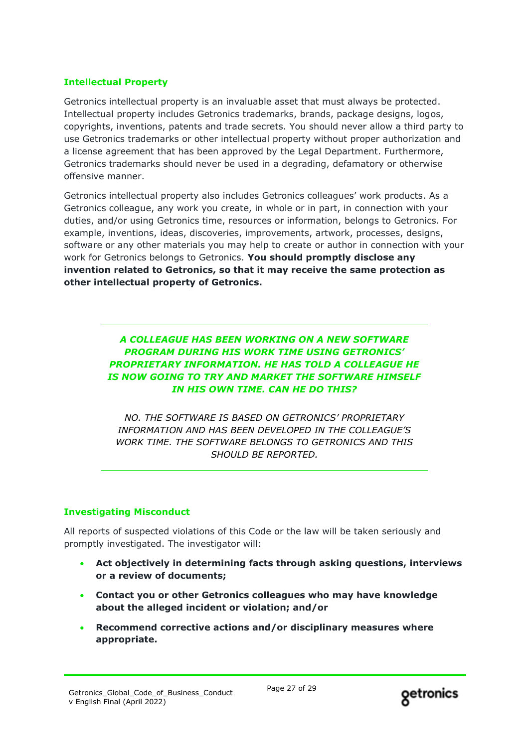## Intellectual Property

Getronics intellectual property is an invaluable asset that must always be protected. Intellectual property includes Getronics trademarks, brands, package designs, logos, copyrights, inventions, patents and trade secrets. You should never allow a third party to use Getronics trademarks or other intellectual property without proper authorization and a license agreement that has been approved by the Legal Department. Furthermore, Getronics trademarks should never be used in a degrading, defamatory or otherwise offensive manner.

Getronics intellectual property also includes Getronics colleagues' work products. As a Getronics colleague, any work you create, in whole or in part, in connection with your duties, and/or using Getronics time, resources or information, belongs to Getronics. For example, inventions, ideas, discoveries, improvements, artwork, processes, designs, software or any other materials you may help to create or author in connection with your work for Getronics belongs to Getronics. **You should promptly disclose any invention related to Getronics, so that it may receive the same protection as other intellectual property of Getronics.**

---

***A COLLEAGUE HAS BEEN WORKING ON A NEW SOFTWARE PROGRAM DURING HIS WORK TIME USING GETRONICS' PROPRIETARY INFORMATION. HE HAS TOLD A COLLEAGUE HE IS NOW GOING TO TRY AND MARKET THE SOFTWARE HIMSELF IN HIS OWN TIME. CAN HE DO THIS?***

*NO. THE SOFTWARE IS BASED ON GETRONICS' PROPRIETARY INFORMATION AND HAS BEEN DEVELOPED IN THE COLLEAGUE'S WORK TIME. THE SOFTWARE BELONGS TO GETRONICS AND THIS SHOULD BE REPORTED.*

---

## Investigating Misconduct

All reports of suspected violations of this Code or the law will be taken seriously and promptly investigated. The investigator will:

- **Act objectively in determining facts through asking questions, interviews or a review of documents;**
- **Contact you or other Getronics colleagues who may have knowledge about the alleged incident or violation; and/or**
- **Recommend corrective actions and/or disciplinary measures where appropriate.**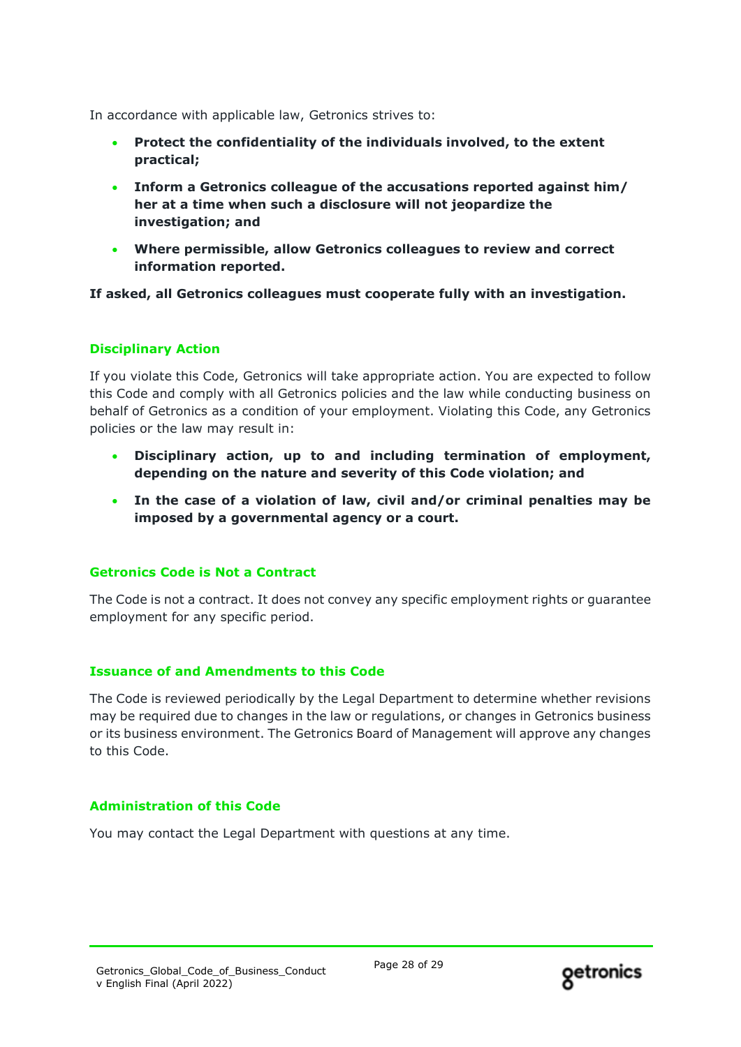In accordance with applicable law, Getronics strives to:

- **Protect the confidentiality of the individuals involved, to the extent practical;**
- **Inform a Getronics colleague of the accusations reported against him/her at a time when such a disclosure will not jeopardize the investigation; and**
- **Where permissible, allow Getronics colleagues to review and correct information reported.**

**If asked, all Getronics colleagues must cooperate fully with an investigation.**

### Disciplinary Action

If you violate this Code, Getronics will take appropriate action. You are expected to follow this Code and comply with all Getronics policies and the law while conducting business on behalf of Getronics as a condition of your employment. Violating this Code, any Getronics policies or the law may result in:

- **Disciplinary action, up to and including termination of employment, depending on the nature and severity of this Code violation; and**
- **In the case of a violation of law, civil and/or criminal penalties may be imposed by a governmental agency or a court.**

### Getronics Code is Not a Contract

The Code is not a contract. It does not convey any specific employment rights or guarantee employment for any specific period.

### Issuance of and Amendments to this Code

The Code is reviewed periodically by the Legal Department to determine whether revisions may be required due to changes in the law or regulations, or changes in Getronics business or its business environment. The Getronics Board of Management will approve any changes to this Code.

### Administration of this Code

You may contact the Legal Department with questions at any time.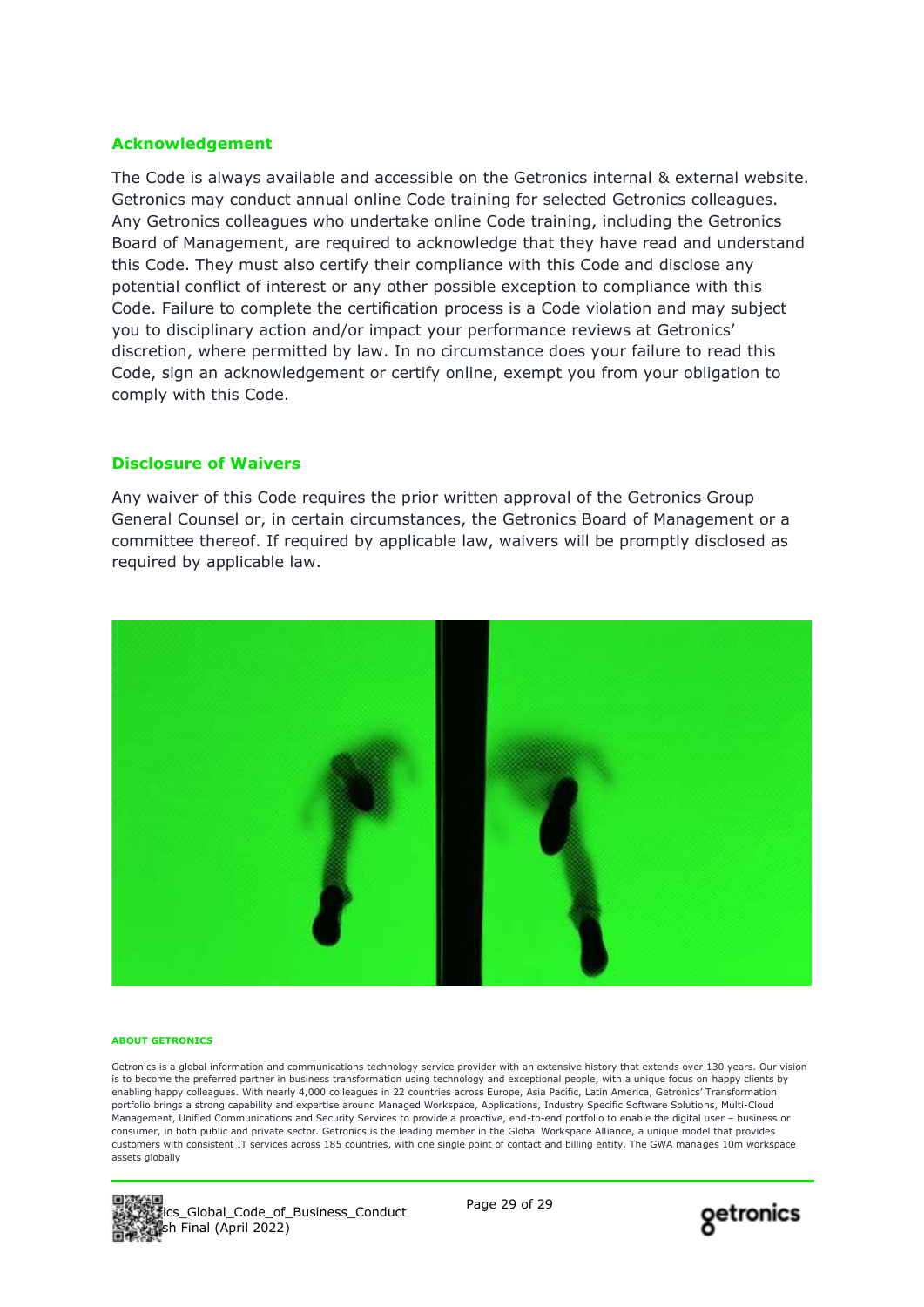## Acknowledgement

The Code is always available and accessible on the Getronics internal & external website. Getronics may conduct annual online Code training for selected Getronics colleagues. Any Getronics colleagues who undertake online Code training, including the Getronics Board of Management, are required to acknowledge that they have read and understand this Code. They must also certify their compliance with this Code and disclose any potential conflict of interest or any other possible exception to compliance with this Code. Failure to complete the certification process is a Code violation and may subject you to disciplinary action and/or impact your performance reviews at Getronics' discretion, where permitted by law. In no circumstance does your failure to read this Code, sign an acknowledgement or certify online, exempt you from your obligation to comply with this Code.

## Disclosure of Waivers

Any waiver of this Code requires the prior written approval of the Getronics Group General Counsel or, in certain circumstances, the Getronics Board of Management or a committee thereof. If required by applicable law, waivers will be promptly disclosed as required by applicable law.

**ABOUT GETRONICS**

Getronics is a global information and communications technology service provider with an extensive history that extends over 130 years. Our vision is to become the preferred partner in business transformation using technology and exceptional people, with a unique focus on happy clients by enabling happy colleagues. With nearly 4,000 colleagues in 22 countries across Europe, Asia Pacific, Latin America, Getronics' Transformation portfolio brings a strong capability and expertise around Managed Workspace, Applications, Industry Specific Software Solutions, Multi-Cloud Management, Unified Communications and Security Services to provide a proactive, end-to-end portfolio to enable the digital user – business or consumer, in both public and private sector. Getronics is the leading member in the Global Workspace Alliance, a unique model that provides customers with consistent IT services across 185 countries, with one single point of contact and billing entity. The GWA manages 10m workspace assets globally